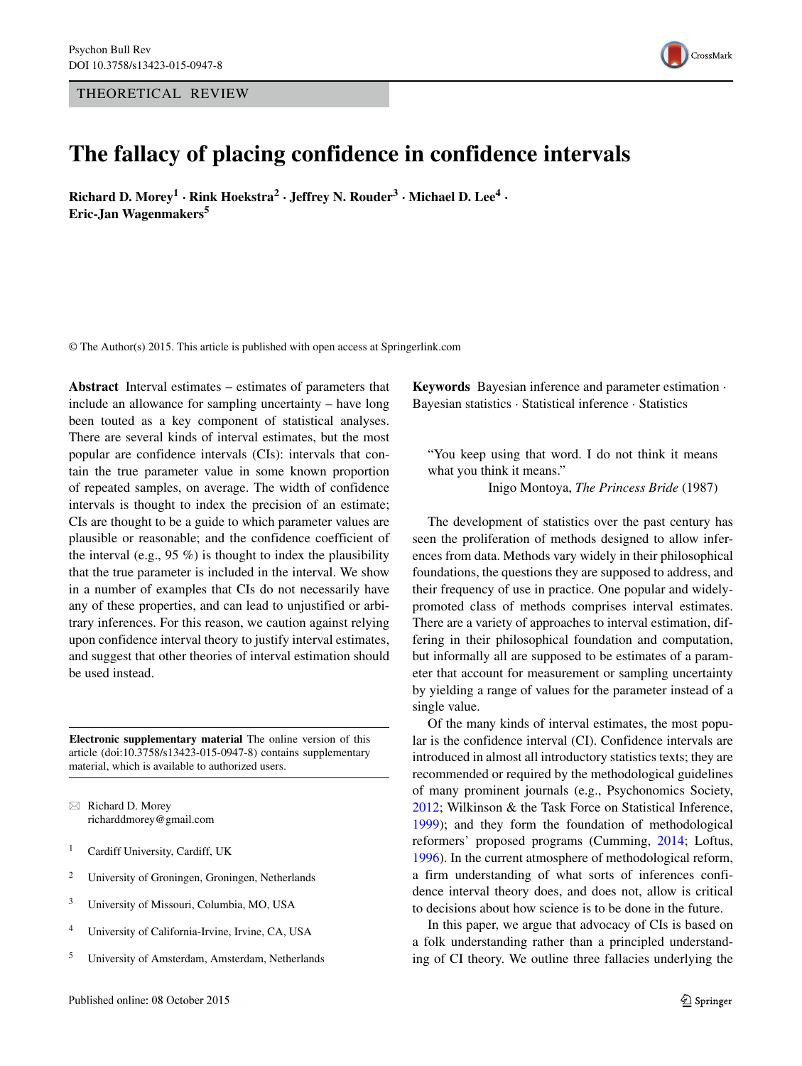THEORETICAL REVIEW

# The fallacy of placing confidence in confidence intervals

**Richard D. Morey[1] · Rink Hoekstra[2] · Jeffrey N. Rouder[3] · Michael D. Lee[4] · Eric-Jan Wagenmakers[5]**

© The Author(s) 2015. This article is published with open access at Springerlink.com

**Abstract** Interval estimates – estimates of parameters that include an allowance for sampling uncertainty – have long been touted as a key component of statistical analyses. There are several kinds of interval estimates, but the most popular are confidence intervals (CIs): intervals that contain the true parameter value in some known proportion of repeated samples, on average. The width of confidence intervals is thought to index the precision of an estimate; CIs are thought to be a guide to which parameter values are plausible or reasonable; and the confidence coefficient of the interval (e.g., 95 %) is thought to index the plausibility that the true parameter is included in the interval. We show in a number of examples that CIs do not necessarily have any of these properties, and can lead to unjustified or arbitrary inferences. For this reason, we caution against relying upon confidence interval theory to justify interval estimates, and suggest that other theories of interval estimation should be used instead.

**Electronic supplementary material** The online version of this article (doi:10.3758/s13423-015-0947-8) contains supplementary material, which is available to authorized users.

✉ Richard D. Morey
richarddmorey@gmail.com

[1] Cardiff University, Cardiff, UK

[2] University of Groningen, Groningen, Netherlands

[3] University of Missouri, Columbia, MO, USA

[4] University of California-Irvine, Irvine, CA, USA

[5] University of Amsterdam, Amsterdam, Netherlands

**Keywords** Bayesian inference and parameter estimation · Bayesian statistics · Statistical inference · Statistics

> "You keep using that word. I do not think it means what you think it means."
>
> Inigo Montoya, *The Princess Bride* (1987)

The development of statistics over the past century has seen the proliferation of methods designed to allow inferences from data. Methods vary widely in their philosophical foundations, the questions they are supposed to address, and their frequency of use in practice. One popular and widely-promoted class of methods comprises interval estimates. There are a variety of approaches to interval estimation, differing in their philosophical foundation and computation, but informally all are supposed to be estimates of a parameter that account for measurement or sampling uncertainty by yielding a range of values for the parameter instead of a single value.

Of the many kinds of interval estimates, the most popular is the confidence interval (CI). Confidence intervals are introduced in almost all introductory statistics texts; they are recommended or required by the methodological guidelines of many prominent journals (e.g., Psychonomics Society, 2012; Wilkinson & the Task Force on Statistical Inference, 1999); and they form the foundation of methodological reformers' proposed programs (Cumming, 2014; Loftus, 1996). In the current atmosphere of methodological reform, a firm understanding of what sorts of inferences confidence interval theory does, and does not, allow is critical to decisions about how science is to be done in the future.

In this paper, we argue that advocacy of CIs is based on a folk understanding rather than a principled understanding of CI theory. We outline three fallacies underlying the

Published online: 08 October 2015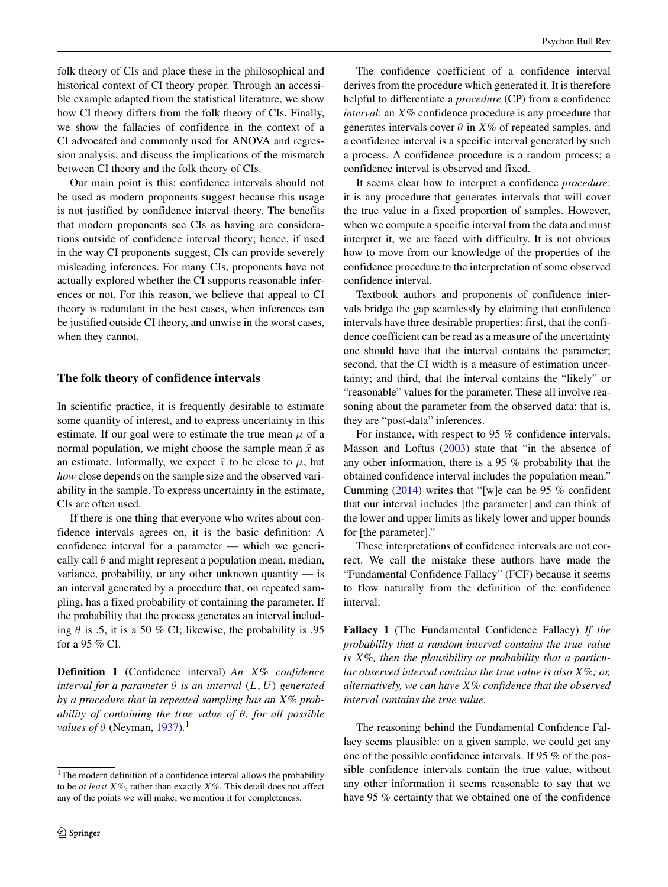folk theory of CIs and place these in the philosophical and historical context of CI theory proper. Through an accessible example adapted from the statistical literature, we show how CI theory differs from the folk theory of CIs. Finally, we show the fallacies of confidence in the context of a CI advocated and commonly used for ANOVA and regression analysis, and discuss the implications of the mismatch between CI theory and the folk theory of CIs.

Our main point is this: confidence intervals should not be used as modern proponents suggest because this usage is not justified by confidence interval theory. The benefits that modern proponents see CIs as having are considerations outside of confidence interval theory; hence, if used in the way CI proponents suggest, CIs can provide severely misleading inferences. For many CIs, proponents have not actually explored whether the CI supports reasonable inferences or not. For this reason, we believe that appeal to CI theory is redundant in the best cases, when inferences can be justified outside CI theory, and unwise in the worst cases, when they cannot.

## The folk theory of confidence intervals

In scientific practice, it is frequently desirable to estimate some quantity of interest, and to express uncertainty in this estimate. If our goal were to estimate the true mean $\mu$ of a normal population, we might choose the sample mean $\bar{x}$ as an estimate. Informally, we expect $\bar{x}$ to be close to $\mu$, but *how* close depends on the sample size and the observed variability in the sample. To express uncertainty in the estimate, CIs are often used.

If there is one thing that everyone who writes about confidence intervals agrees on, it is the basic definition: A confidence interval for a parameter — which we generically call $\theta$ and might represent a population mean, median, variance, probability, or any other unknown quantity — is an interval generated by a procedure that, on repeated sampling, has a fixed probability of containing the parameter. If the probability that the process generates an interval including $\theta$ is .5, it is a 50 % CI; likewise, the probability is .95 for a 95 % CI.

**Definition 1** (Confidence interval) *An $X\%$ confidence interval for a parameter $\theta$ is an interval $(L, U)$ generated by a procedure that in repeated sampling has an $X\%$ probability of containing the true value of $\theta$, for all possible values of $\theta$* (Neyman, 1937).[1]

[1] The modern definition of a confidence interval allows the probability to be *at least* $X\%$, rather than exactly $X\%$. This detail does not affect any of the points we will make; we mention it for completeness.

The confidence coefficient of a confidence interval derives from the procedure which generated it. It is therefore helpful to differentiate a *procedure* (CP) from a confidence *interval*: an $X\%$ confidence procedure is any procedure that generates intervals cover $\theta$ in $X\%$ of repeated samples, and a confidence interval is a specific interval generated by such a process. A confidence procedure is a random process; a confidence interval is observed and fixed.

It seems clear how to interpret a confidence *procedure*: it is any procedure that generates intervals that will cover the true value in a fixed proportion of samples. However, when we compute a specific interval from the data and must interpret it, we are faced with difficulty. It is not obvious how to move from our knowledge of the properties of the confidence procedure to the interpretation of some observed confidence interval.

Textbook authors and proponents of confidence intervals bridge the gap seamlessly by claiming that confidence intervals have three desirable properties: first, that the confidence coefficient can be read as a measure of the uncertainty one should have that the interval contains the parameter; second, that the CI width is a measure of estimation uncertainty; and third, that the interval contains the "likely" or "reasonable" values for the parameter. These all involve reasoning about the parameter from the observed data: that is, they are "post-data" inferences.

For instance, with respect to 95 % confidence intervals, Masson and Loftus (2003) state that "in the absence of any other information, there is a 95 % probability that the obtained confidence interval includes the population mean." Cumming (2014) writes that "[w]e can be 95 % confident that our interval includes [the parameter] and can think of the lower and upper limits as likely lower and upper bounds for [the parameter]."

These interpretations of confidence intervals are not correct. We call the mistake these authors have made the "Fundamental Confidence Fallacy" (FCF) because it seems to flow naturally from the definition of the confidence interval:

**Fallacy 1** (The Fundamental Confidence Fallacy) *If the probability that a random interval contains the true value is $X\%$, then the plausibility or probability that a particular observed interval contains the true value is also $X\%$; or, alternatively, we can have $X\%$ confidence that the observed interval contains the true value.*

The reasoning behind the Fundamental Confidence Fallacy seems plausible: on a given sample, we could get any one of the possible confidence intervals. If 95 % of the possible confidence intervals contain the true value, without any other information it seems reasonable to say that we have 95 % certainty that we obtained one of the confidence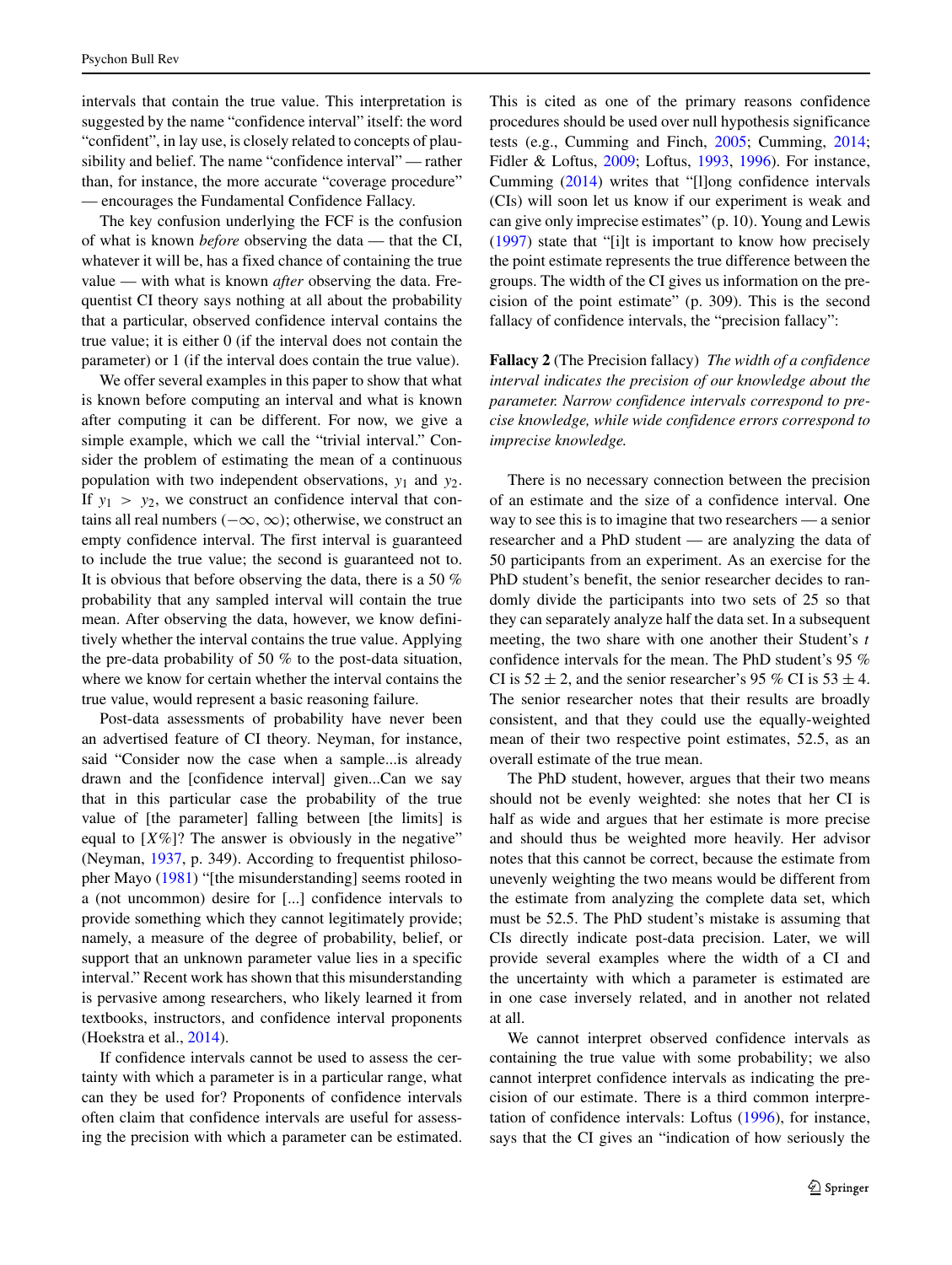intervals that contain the true value. This interpretation is suggested by the name "confidence interval" itself: the word "confident", in lay use, is closely related to concepts of plausibility and belief. The name "confidence interval" — rather than, for instance, the more accurate "coverage procedure" — encourages the Fundamental Confidence Fallacy.

The key confusion underlying the FCF is the confusion of what is known *before* observing the data — that the CI, whatever it will be, has a fixed chance of containing the true value — with what is known *after* observing the data. Frequentist CI theory says nothing at all about the probability that a particular, observed confidence interval contains the true value; it is either 0 (if the interval does not contain the parameter) or 1 (if the interval does contain the true value).

We offer several examples in this paper to show that what is known before computing an interval and what is known after computing it can be different. For now, we give a simple example, which we call the "trivial interval." Consider the problem of estimating the mean of a continuous population with two independent observations, $y_1$ and $y_2$. If $y_1 > y_2$, we construct an confidence interval that contains all real numbers $(-\infty, \infty)$; otherwise, we construct an empty confidence interval. The first interval is guaranteed to include the true value; the second is guaranteed not to. It is obvious that before observing the data, there is a 50 % probability that any sampled interval will contain the true mean. After observing the data, however, we know definitively whether the interval contains the true value. Applying the pre-data probability of 50 % to the post-data situation, where we know for certain whether the interval contains the true value, would represent a basic reasoning failure.

Post-data assessments of probability have never been an advertised feature of CI theory. Neyman, for instance, said "Consider now the case when a sample...is already drawn and the [confidence interval] given...Can we say that in this particular case the probability of the true value of [the parameter] falling between [the limits] is equal to [$X$%]? The answer is obviously in the negative" (Neyman, 1937, p. 349). According to frequentist philosopher Mayo (1981) "[the misunderstanding] seems rooted in a (not uncommon) desire for [...] confidence intervals to provide something which they cannot legitimately provide; namely, a measure of the degree of probability, belief, or support that an unknown parameter value lies in a specific interval." Recent work has shown that this misunderstanding is pervasive among researchers, who likely learned it from textbooks, instructors, and confidence interval proponents (Hoekstra et al., 2014).

If confidence intervals cannot be used to assess the certainty with which a parameter is in a particular range, what can they be used for? Proponents of confidence intervals often claim that confidence intervals are useful for assessing the precision with which a parameter can be estimated. This is cited as one of the primary reasons confidence procedures should be used over null hypothesis significance tests (e.g., Cumming and Finch, 2005; Cumming, 2014; Fidler & Loftus, 2009; Loftus, 1993, 1996). For instance, Cumming (2014) writes that "[l]ong confidence intervals (CIs) will soon let us know if our experiment is weak and can give only imprecise estimates" (p. 10). Young and Lewis (1997) state that "[i]t is important to know how precisely the point estimate represents the true difference between the groups. The width of the CI gives us information on the precision of the point estimate" (p. 309). This is the second fallacy of confidence intervals, the "precision fallacy":

**Fallacy 2** (The Precision fallacy) *The width of a confidence interval indicates the precision of our knowledge about the parameter. Narrow confidence intervals correspond to precise knowledge, while wide confidence errors correspond to imprecise knowledge.*

There is no necessary connection between the precision of an estimate and the size of a confidence interval. One way to see this is to imagine that two researchers — a senior researcher and a PhD student — are analyzing the data of 50 participants from an experiment. As an exercise for the PhD student's benefit, the senior researcher decides to randomly divide the participants into two sets of 25 so that they can separately analyze half the data set. In a subsequent meeting, the two share with one another their Student's $t$ confidence intervals for the mean. The PhD student's 95 % CI is $52 \pm 2$, and the senior researcher's 95 % CI is $53 \pm 4$. The senior researcher notes that their results are broadly consistent, and that they could use the equally-weighted mean of their two respective point estimates, 52.5, as an overall estimate of the true mean.

The PhD student, however, argues that their two means should not be evenly weighted: she notes that her CI is half as wide and argues that her estimate is more precise and should thus be weighted more heavily. Her advisor notes that this cannot be correct, because the estimate from unevenly weighting the two means would be different from the estimate from analyzing the complete data set, which must be 52.5. The PhD student's mistake is assuming that CIs directly indicate post-data precision. Later, we will provide several examples where the width of a CI and the uncertainty with which a parameter is estimated are in one case inversely related, and in another not related at all.

We cannot interpret observed confidence intervals as containing the true value with some probability; we also cannot interpret confidence intervals as indicating the precision of our estimate. There is a third common interpretation of confidence intervals: Loftus (1996), for instance, says that the CI gives an "indication of how seriously the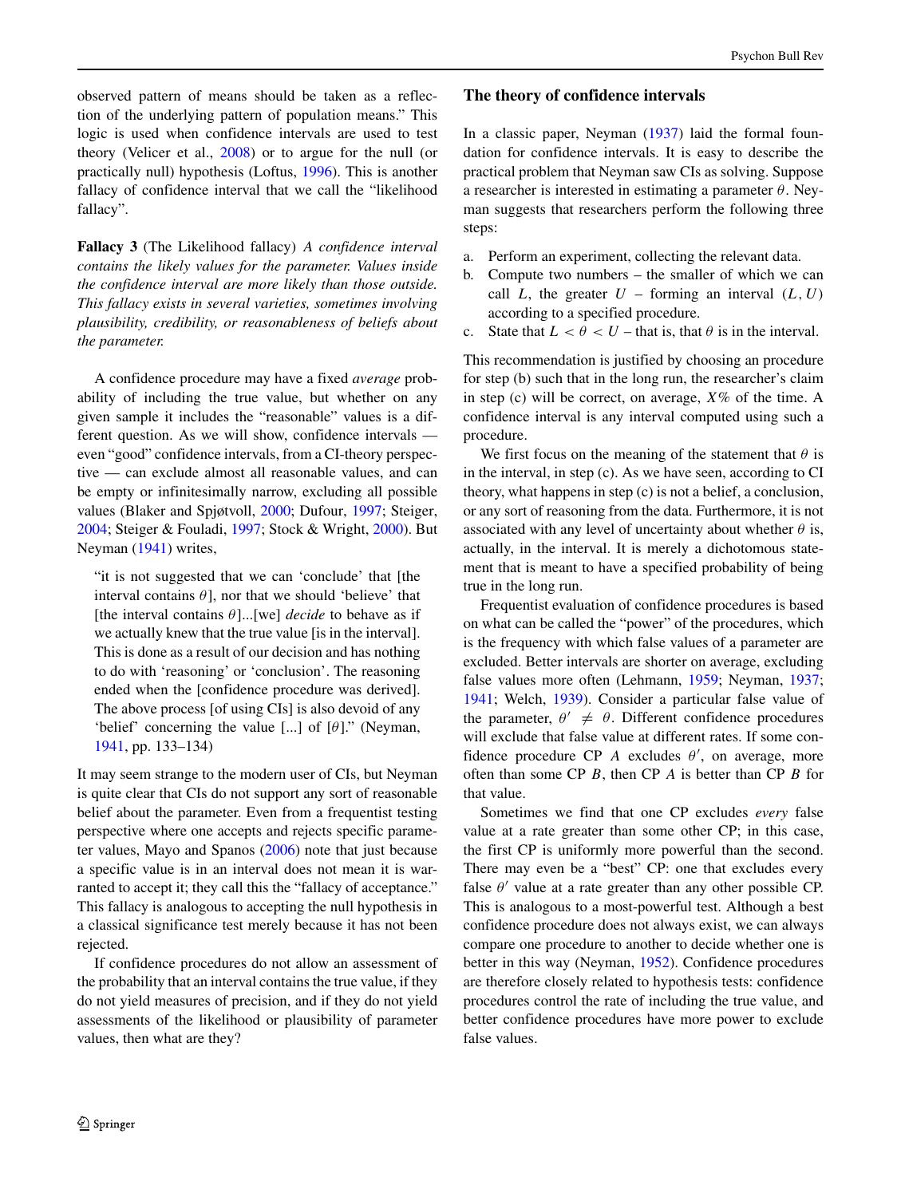observed pattern of means should be taken as a reflection of the underlying pattern of population means." This logic is used when confidence intervals are used to test theory (Velicer et al., 2008) or to argue for the null (or practically null) hypothesis (Loftus, 1996). This is another fallacy of confidence interval that we call the "likelihood fallacy".

**Fallacy 3** (The Likelihood fallacy) *A confidence interval contains the likely values for the parameter. Values inside the confidence interval are more likely than those outside. This fallacy exists in several varieties, sometimes involving plausibility, credibility, or reasonableness of beliefs about the parameter.*

A confidence procedure may have a fixed *average* probability of including the true value, but whether on any given sample it includes the "reasonable" values is a different question. As we will show, confidence intervals — even "good" confidence intervals, from a CI-theory perspective — can exclude almost all reasonable values, and can be empty or infinitesimally narrow, excluding all possible values (Blaker and Spjøtvoll, 2000; Dufour, 1997; Steiger, 2004; Steiger & Fouladi, 1997; Stock & Wright, 2000). But Neyman (1941) writes,

> "it is not suggested that we can 'conclude' that [the interval contains $\theta$], nor that we should 'believe' that [the interval contains $\theta$]...[we] *decide* to behave as if we actually knew that the true value [is in the interval]. This is done as a result of our decision and has nothing to do with 'reasoning' or 'conclusion'. The reasoning ended when the [confidence procedure was derived]. The above process [of using CIs] is also devoid of any 'belief' concerning the value [...] of [$\theta$]." (Neyman, 1941, pp. 133–134)

It may seem strange to the modern user of CIs, but Neyman is quite clear that CIs do not support any sort of reasonable belief about the parameter. Even from a frequentist testing perspective where one accepts and rejects specific parameter values, Mayo and Spanos (2006) note that just because a specific value is in an interval does not mean it is warranted to accept it; they call this the "fallacy of acceptance." This fallacy is analogous to accepting the null hypothesis in a classical significance test merely because it has not been rejected.

If confidence procedures do not allow an assessment of the probability that an interval contains the true value, if they do not yield measures of precision, and if they do not yield assessments of the likelihood or plausibility of parameter values, then what are they?

## The theory of confidence intervals

In a classic paper, Neyman (1937) laid the formal foundation for confidence intervals. It is easy to describe the practical problem that Neyman saw CIs as solving. Suppose a researcher is interested in estimating a parameter $\theta$. Neyman suggests that researchers perform the following three steps:

a. Perform an experiment, collecting the relevant data.
b. Compute two numbers – the smaller of which we can call $L$, the greater $U$ – forming an interval $(L, U)$ according to a specified procedure.
c. State that $L < \theta < U$ – that is, that $\theta$ is in the interval.

This recommendation is justified by choosing an procedure for step (b) such that in the long run, the researcher's claim in step (c) will be correct, on average, $X\%$ of the time. A confidence interval is any interval computed using such a procedure.

We first focus on the meaning of the statement that $\theta$ is in the interval, in step (c). As we have seen, according to CI theory, what happens in step (c) is not a belief, a conclusion, or any sort of reasoning from the data. Furthermore, it is not associated with any level of uncertainty about whether $\theta$ is, actually, in the interval. It is merely a dichotomous statement that is meant to have a specified probability of being true in the long run.

Frequentist evaluation of confidence procedures is based on what can be called the "power" of the procedures, which is the frequency with which false values of a parameter are excluded. Better intervals are shorter on average, excluding false values more often (Lehmann, 1959; Neyman, 1937; 1941; Welch, 1939). Consider a particular false value of the parameter, $\theta' \neq \theta$. Different confidence procedures will exclude that false value at different rates. If some confidence procedure CP $A$ excludes $\theta'$, on average, more often than some CP $B$, then CP $A$ is better than CP $B$ for that value.

Sometimes we find that one CP excludes *every* false value at a rate greater than some other CP; in this case, the first CP is uniformly more powerful than the second. There may even be a "best" CP: one that excludes every false $\theta'$ value at a rate greater than any other possible CP. This is analogous to a most-powerful test. Although a best confidence procedure does not always exist, we can always compare one procedure to another to decide whether one is better in this way (Neyman, 1952). Confidence procedures are therefore closely related to hypothesis tests: confidence procedures control the rate of including the true value, and better confidence procedures have more power to exclude false values.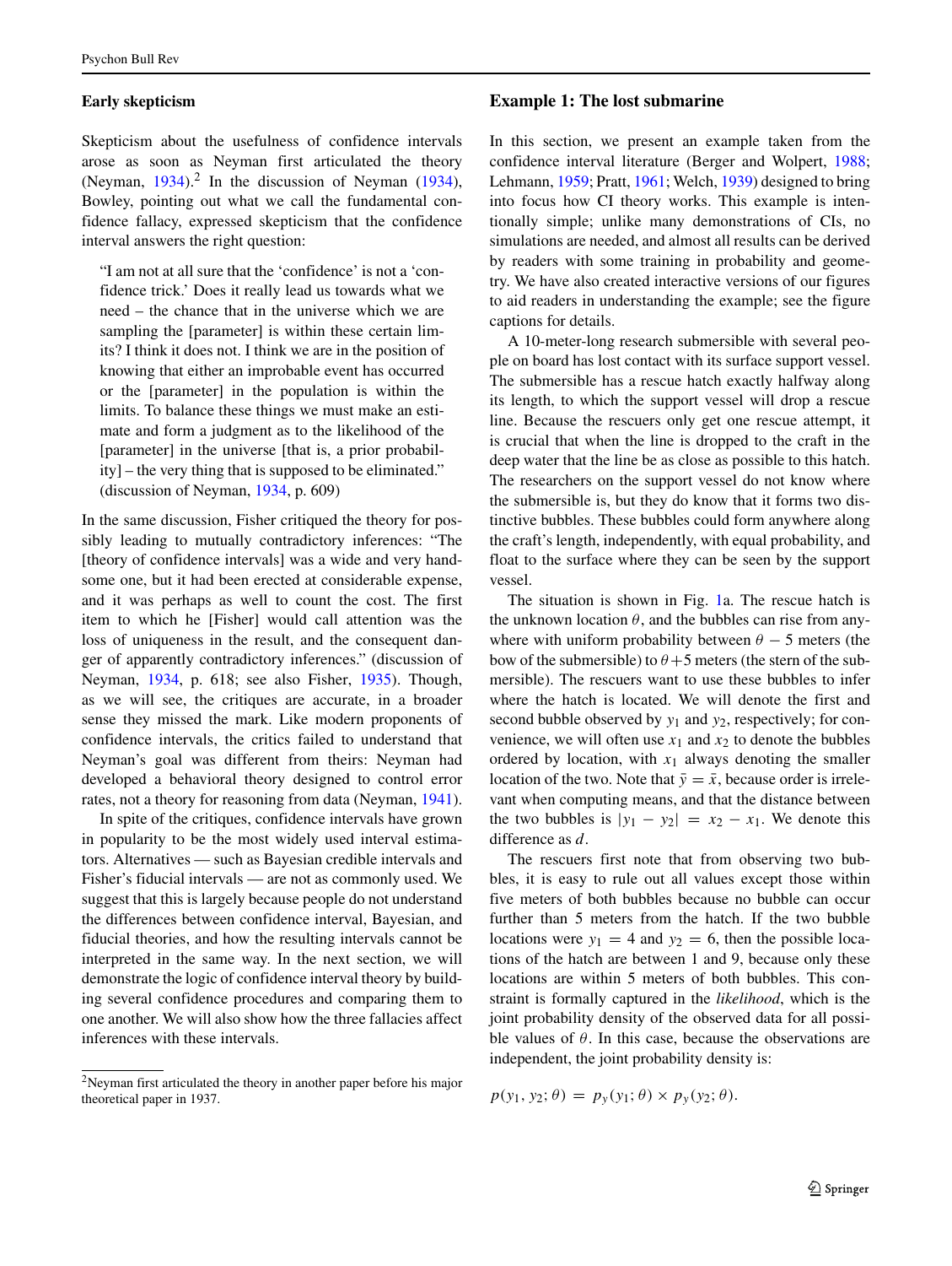### Early skepticism

Skepticism about the usefulness of confidence intervals arose as soon as Neyman first articulated the theory (Neyman, 1934).[2] In the discussion of Neyman (1934), Bowley, pointing out what we call the fundamental confidence fallacy, expressed skepticism that the confidence interval answers the right question:

> "I am not at all sure that the 'confidence' is not a 'confidence trick.' Does it really lead us towards what we need – the chance that in the universe which we are sampling the [parameter] is within these certain limits? I think it does not. I think we are in the position of knowing that either an improbable event has occurred or the [parameter] in the population is within the limits. To balance these things we must make an estimate and form a judgment as to the likelihood of the [parameter] in the universe [that is, a prior probability] – the very thing that is supposed to be eliminated." (discussion of Neyman, 1934, p. 609)

In the same discussion, Fisher critiqued the theory for possibly leading to mutually contradictory inferences: "The [theory of confidence intervals] was a wide and very handsome one, but it had been erected at considerable expense, and it was perhaps as well to count the cost. The first item to which he [Fisher] would call attention was the loss of uniqueness in the result, and the consequent danger of apparently contradictory inferences." (discussion of Neyman, 1934, p. 618; see also Fisher, 1935). Though, as we will see, the critiques are accurate, in a broader sense they missed the mark. Like modern proponents of confidence intervals, the critics failed to understand that Neyman's goal was different from theirs: Neyman had developed a behavioral theory designed to control error rates, not a theory for reasoning from data (Neyman, 1941).

In spite of the critiques, confidence intervals have grown in popularity to be the most widely used interval estimators. Alternatives — such as Bayesian credible intervals and Fisher's fiducial intervals — are not as commonly used. We suggest that this is largely because people do not understand the differences between confidence interval, Bayesian, and fiducial theories, and how the resulting intervals cannot be interpreted in the same way. In the next section, we will demonstrate the logic of confidence interval theory by building several confidence procedures and comparing them to one another. We will also show how the three fallacies affect inferences with these intervals.

[2] Neyman first articulated the theory in another paper before his major theoretical paper in 1937.

### Example 1: The lost submarine

In this section, we present an example taken from the confidence interval literature (Berger and Wolpert, 1988; Lehmann, 1959; Pratt, 1961; Welch, 1939) designed to bring into focus how CI theory works. This example is intentionally simple; unlike many demonstrations of CIs, no simulations are needed, and almost all results can be derived by readers with some training in probability and geometry. We have also created interactive versions of our figures to aid readers in understanding the example; see the figure captions for details.

A 10-meter-long research submersible with several people on board has lost contact with its surface support vessel. The submersible has a rescue hatch exactly halfway along its length, to which the support vessel will drop a rescue line. Because the rescuers only get one rescue attempt, it is crucial that when the line is dropped to the craft in the deep water that the line be as close as possible to this hatch. The researchers on the support vessel do not know where the submersible is, but they do know that it forms two distinctive bubbles. These bubbles could form anywhere along the craft's length, independently, with equal probability, and float to the surface where they can be seen by the support vessel.

The situation is shown in Fig. 1a. The rescue hatch is the unknown location $\theta$, and the bubbles can rise from anywhere with uniform probability between $\theta - 5$ meters (the bow of the submersible) to $\theta + 5$ meters (the stern of the submersible). The rescuers want to use these bubbles to infer where the hatch is located. We will denote the first and second bubble observed by $y_1$ and $y_2$, respectively; for convenience, we will often use $x_1$ and $x_2$ to denote the bubbles ordered by location, with $x_1$ always denoting the smaller location of the two. Note that $\bar{y} = \bar{x}$, because order is irrelevant when computing means, and that the distance between the two bubbles is $|y_1 - y_2| = x_2 - x_1$. We denote this difference as $d$.

The rescuers first note that from observing two bubbles, it is easy to rule out all values except those within five meters of both bubbles because no bubble can occur further than 5 meters from the hatch. If the two bubble locations were $y_1 = 4$ and $y_2 = 6$, then the possible locations of the hatch are between 1 and 9, because only these locations are within 5 meters of both bubbles. This constraint is formally captured in the *likelihood*, which is the joint probability density of the observed data for all possible values of $\theta$. In this case, because the observations are independent, the joint probability density is:

$$p(y_1, y_2; \theta) = p_y(y_1; \theta) \times p_y(y_2; \theta).$$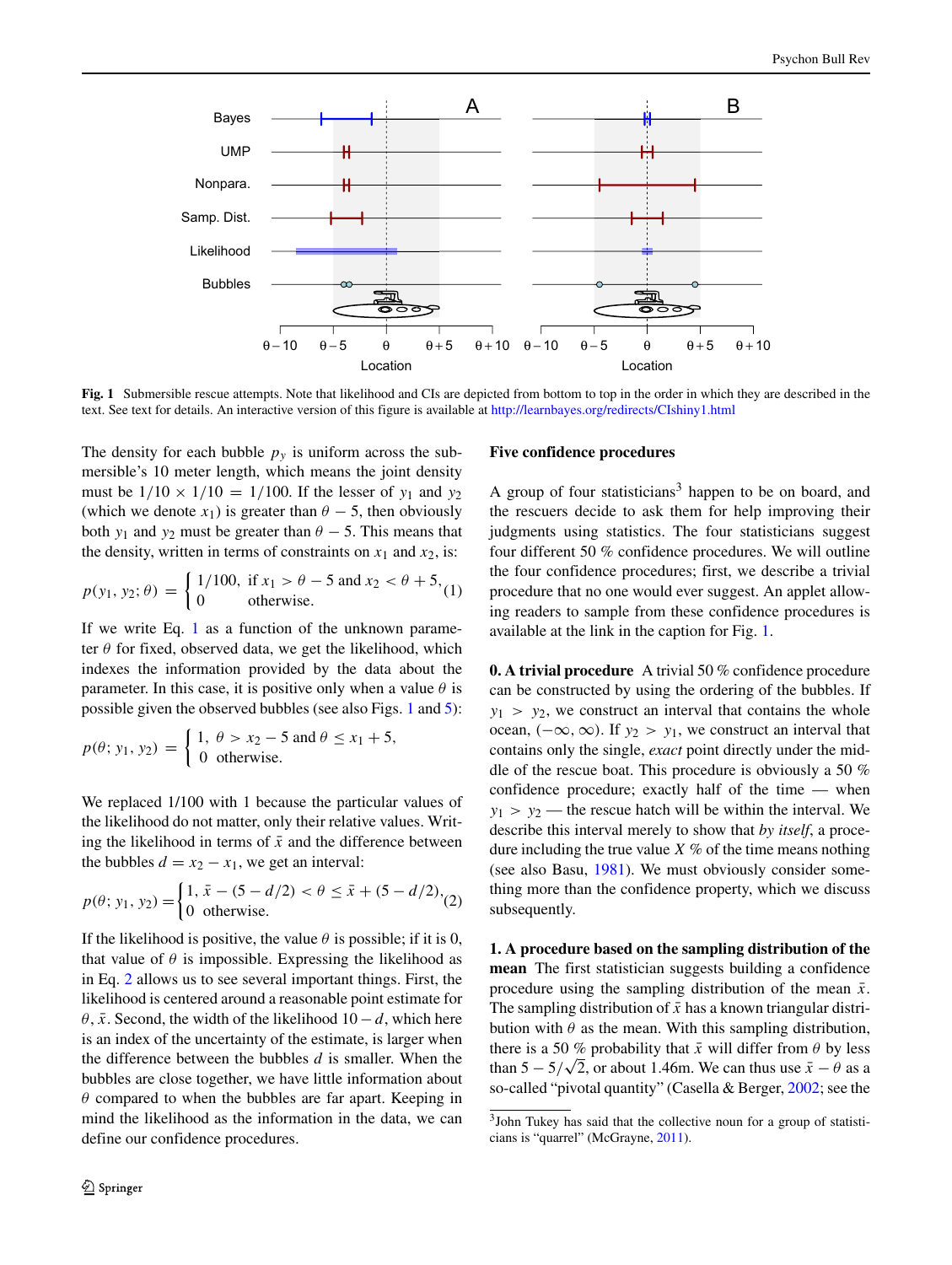Fig. 1 Submersible rescue attempts. Note that likelihood and CIs are depicted from bottom to top in the order in which they are described in the text. See text for details. An interactive version of this figure is available at http://learnbayes.org/redirects/CIshiny1.html

The density for each bubble $p_y$ is uniform across the submersible's 10 meter length, which means the joint density must be $1/10 \times 1/10 = 1/100$. If the lesser of $y_1$ and $y_2$ (which we denote $x_1$) is greater than $\theta - 5$, then obviously both $y_1$ and $y_2$ must be greater than $\theta - 5$. This means that the density, written in terms of constraints on $x_1$ and $x_2$, is:

$$p(y_1, y_2; \theta) = \begin{cases} 1/100, & \text{if } x_1 > \theta - 5 \text{ and } x_2 < \theta + 5, \\ 0 & \text{otherwise.} \end{cases} \quad (1)$$

If we write Eq. 1 as a function of the unknown parameter $\theta$ for fixed, observed data, we get the likelihood, which indexes the information provided by the data about the parameter. In this case, it is positive only when a value $\theta$ is possible given the observed bubbles (see also Figs. 1 and 5):

$$p(\theta; y_1, y_2) = \begin{cases} 1, & \theta > x_2 - 5 \text{ and } \theta \leq x_1 + 5, \\ 0 & \text{otherwise.} \end{cases}$$

We replaced 1/100 with 1 because the particular values of the likelihood do not matter, only their relative values. Writing the likelihood in terms of $\bar{x}$ and the difference between the bubbles $d = x_2 - x_1$, we get an interval:

$$p(\theta; y_1, y_2) = \begin{cases} 1, & \bar{x} - (5 - d/2) < \theta \leq \bar{x} + (5 - d/2), \\ 0 & \text{otherwise.} \end{cases} \quad (2)$$

If the likelihood is positive, the value $\theta$ is possible; if it is 0, that value of $\theta$ is impossible. Expressing the likelihood as in Eq. 2 allows us to see several important things. First, the likelihood is centered around a reasonable point estimate for $\theta$, $\bar{x}$. Second, the width of the likelihood $10 - d$, which here is an index of the uncertainty of the estimate, is larger when the difference between the bubbles $d$ is smaller. When the bubbles are close together, we have little information about $\theta$ compared to when the bubbles are far apart. Keeping in mind the likelihood as the information in the data, we can define our confidence procedures.

## Five confidence procedures

A group of four statisticians[3] happen to be on board, and the rescuers decide to ask them for help improving their judgments using statistics. The four statisticians suggest four different 50 % confidence procedures. We will outline the four confidence procedures; first, we describe a trivial procedure that no one would ever suggest. An applet allowing readers to sample from these confidence procedures is available at the link in the caption for Fig. 1.

**0. A trivial procedure** A trivial 50 % confidence procedure can be constructed by using the ordering of the bubbles. If $y_1 > y_2$, we construct an interval that contains the whole ocean, $(-\infty, \infty)$. If $y_2 > y_1$, we construct an interval that contains only the single, *exact* point directly under the middle of the rescue boat. This procedure is obviously a 50 % confidence procedure; exactly half of the time — when $y_1 > y_2$ — the rescue hatch will be within the interval. We describe this interval merely to show that *by itself*, a procedure including the true value $X$ % of the time means nothing (see also Basu, 1981). We must obviously consider something more than the confidence property, which we discuss subsequently.

**1. A procedure based on the sampling distribution of the mean** The first statistician suggests building a confidence procedure using the sampling distribution of the mean $\bar{x}$. The sampling distribution of $\bar{x}$ has a known triangular distribution with $\theta$ as the mean. With this sampling distribution, there is a 50 % probability that $\bar{x}$ will differ from $\theta$ by less than $5 - 5/\sqrt{2}$, or about 1.46m. We can thus use $\bar{x} - \theta$ as a so-called "pivotal quantity" (Casella & Berger, 2002; see the

[3] John Tukey has said that the collective noun for a group of statisticians is "quarrel" (McGrayne, 2011).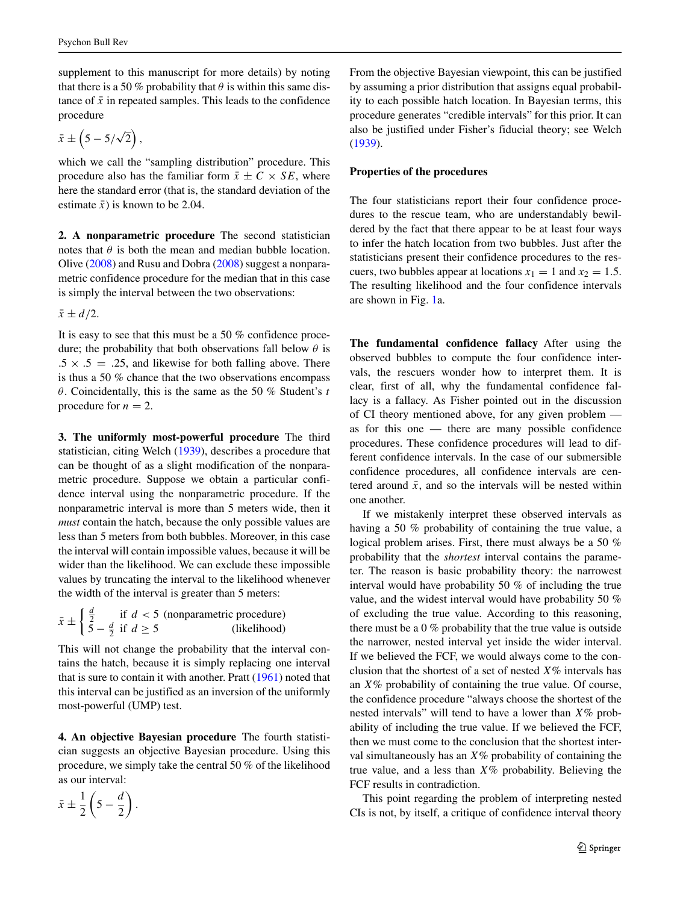supplement to this manuscript for more details) by noting that there is a 50 % probability that $\theta$ is within this same distance of $\bar{x}$ in repeated samples. This leads to the confidence procedure

$$\bar{x} \pm \left(5 - 5/\sqrt{2}\right),$$

which we call the "sampling distribution" procedure. This procedure also has the familiar form $\bar{x} \pm C \times SE$, where here the standard error (that is, the standard deviation of the estimate $\bar{x}$) is known to be 2.04.

**2. A nonparametric procedure** The second statistician notes that $\theta$ is both the mean and median bubble location. Olive (2008) and Rusu and Dobra (2008) suggest a nonparametric confidence procedure for the median that in this case is simply the interval between the two observations:

$$\bar{x} \pm d/2.$$

It is easy to see that this must be a 50 % confidence procedure; the probability that both observations fall below $\theta$ is $.5 \times .5 = .25$, and likewise for both falling above. There is thus a 50 % chance that the two observations encompass $\theta$. Coincidentally, this is the same as the 50 % Student's $t$ procedure for $n = 2$.

**3. The uniformly most-powerful procedure** The third statistician, citing Welch (1939), describes a procedure that can be thought of as a slight modification of the nonparametric procedure. Suppose we obtain a particular confidence interval using the nonparametric procedure. If the nonparametric interval is more than 5 meters wide, then it *must* contain the hatch, because the only possible values are less than 5 meters from both bubbles. Moreover, in this case the interval will contain impossible values, because it will be wider than the likelihood. We can exclude these impossible values by truncating the interval to the likelihood whenever the width of the interval is greater than 5 meters:

$$\bar{x} \pm \begin{cases} \frac{d}{2} & \text{if } d < 5 \text{ (nonparametric procedure)} \\ 5 - \frac{d}{2} & \text{if } d \geq 5 \qquad\qquad \text{(likelihood)} \end{cases}$$

This will not change the probability that the interval contains the hatch, because it is simply replacing one interval that is sure to contain it with another. Pratt (1961) noted that this interval can be justified as an inversion of the uniformly most-powerful (UMP) test.

**4. An objective Bayesian procedure** The fourth statistician suggests an objective Bayesian procedure. Using this procedure, we simply take the central 50 % of the likelihood as our interval:

$$\bar{x} \pm \frac{1}{2}\left(5 - \frac{d}{2}\right).$$

From the objective Bayesian viewpoint, this can be justified by assuming a prior distribution that assigns equal probability to each possible hatch location. In Bayesian terms, this procedure generates "credible intervals" for this prior. It can also be justified under Fisher's fiducial theory; see Welch (1939).

### Properties of the procedures

The four statisticians report their four confidence procedures to the rescue team, who are understandably bewildered by the fact that there appear to be at least four ways to infer the hatch location from two bubbles. Just after the statisticians present their confidence procedures to the rescuers, two bubbles appear at locations $x_1 = 1$ and $x_2 = 1.5$. The resulting likelihood and the four confidence intervals are shown in Fig. 1a.

**The fundamental confidence fallacy** After using the observed bubbles to compute the four confidence intervals, the rescuers wonder how to interpret them. It is clear, first of all, why the fundamental confidence fallacy is a fallacy. As Fisher pointed out in the discussion of CI theory mentioned above, for any given problem — as for this one — there are many possible confidence procedures. These confidence procedures will lead to different confidence intervals. In the case of our submersible confidence procedures, all confidence intervals are centered around $\bar{x}$, and so the intervals will be nested within one another.

If we mistakenly interpret these observed intervals as having a 50 % probability of containing the true value, a logical problem arises. First, there must always be a 50 % probability that the *shortest* interval contains the parameter. The reason is basic probability theory: the narrowest interval would have probability 50 % of including the true value, and the widest interval would have probability 50 % of excluding the true value. According to this reasoning, there must be a 0 % probability that the true value is outside the narrower, nested interval yet inside the wider interval. If we believed the FCF, we would always come to the conclusion that the shortest of a set of nested $X$% intervals has an $X$% probability of containing the true value. Of course, the confidence procedure "always choose the shortest of the nested intervals" will tend to have a lower than $X$% probability of including the true value. If we believed the FCF, then we must come to the conclusion that the shortest interval simultaneously has an $X$% probability of containing the true value, and a less than $X$% probability. Believing the FCF results in contradiction.

This point regarding the problem of interpreting nested CIs is not, by itself, a critique of confidence interval theory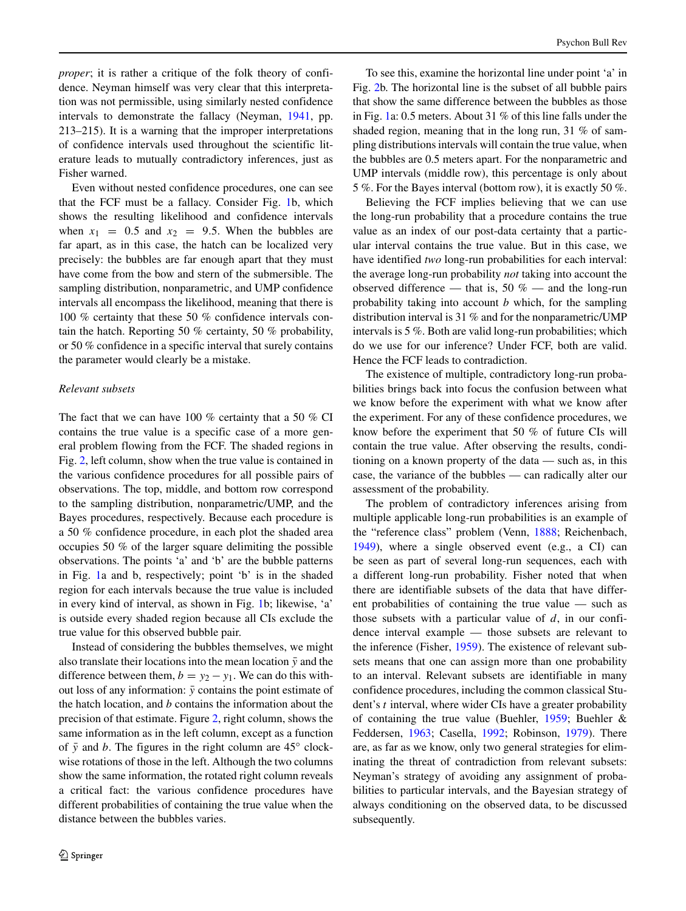*proper*; it is rather a critique of the folk theory of confidence. Neyman himself was very clear that this interpretation was not permissible, using similarly nested confidence intervals to demonstrate the fallacy (Neyman, 1941, pp. 213–215). It is a warning that the improper interpretations of confidence intervals used throughout the scientific literature leads to mutually contradictory inferences, just as Fisher warned.

Even without nested confidence procedures, one can see that the FCF must be a fallacy. Consider Fig. 1b, which shows the resulting likelihood and confidence intervals when $x_1 = 0.5$ and $x_2 = 9.5$. When the bubbles are far apart, as in this case, the hatch can be localized very precisely: the bubbles are far enough apart that they must have come from the bow and stern of the submersible. The sampling distribution, nonparametric, and UMP confidence intervals all encompass the likelihood, meaning that there is 100 % certainty that these 50 % confidence intervals contain the hatch. Reporting 50 % certainty, 50 % probability, or 50 % confidence in a specific interval that surely contains the parameter would clearly be a mistake.

### Relevant subsets

The fact that we can have 100 % certainty that a 50 % CI contains the true value is a specific case of a more general problem flowing from the FCF. The shaded regions in Fig. 2, left column, show when the true value is contained in the various confidence procedures for all possible pairs of observations. The top, middle, and bottom row correspond to the sampling distribution, nonparametric/UMP, and the Bayes procedures, respectively. Because each procedure is a 50 % confidence procedure, in each plot the shaded area occupies 50 % of the larger square delimiting the possible observations. The points 'a' and 'b' are the bubble patterns in Fig. 1a and b, respectively; point 'b' is in the shaded region for each intervals because the true value is included in every kind of interval, as shown in Fig. 1b; likewise, 'a' is outside every shaded region because all CIs exclude the true value for this observed bubble pair.

Instead of considering the bubbles themselves, we might also translate their locations into the mean location $\bar{y}$ and the difference between them, $b = y_2 - y_1$. We can do this without loss of any information: $\bar{y}$ contains the point estimate of the hatch location, and $b$ contains the information about the precision of that estimate. Figure 2, right column, shows the same information as in the left column, except as a function of $\bar{y}$ and $b$. The figures in the right column are 45° clockwise rotations of those in the left. Although the two columns show the same information, the rotated right column reveals a critical fact: the various confidence procedures have different probabilities of containing the true value when the distance between the bubbles varies.

To see this, examine the horizontal line under point 'a' in Fig. 2b. The horizontal line is the subset of all bubble pairs that show the same difference between the bubbles as those in Fig. 1a: 0.5 meters. About 31 % of this line falls under the shaded region, meaning that in the long run, 31 % of sampling distributions intervals will contain the true value, when the bubbles are 0.5 meters apart. For the nonparametric and UMP intervals (middle row), this percentage is only about 5 %. For the Bayes interval (bottom row), it is exactly 50 %.

Believing the FCF implies believing that we can use the long-run probability that a procedure contains the true value as an index of our post-data certainty that a particular interval contains the true value. But in this case, we have identified *two* long-run probabilities for each interval: the average long-run probability *not* taking into account the observed difference — that is, 50 % — and the long-run probability taking into account $b$ which, for the sampling distribution interval is 31 % and for the nonparametric/UMP intervals is 5 %. Both are valid long-run probabilities; which do we use for our inference? Under FCF, both are valid. Hence the FCF leads to contradiction.

The existence of multiple, contradictory long-run probabilities brings back into focus the confusion between what we know before the experiment with what we know after the experiment. For any of these confidence procedures, we know before the experiment that 50 % of future CIs will contain the true value. After observing the results, conditioning on a known property of the data — such as, in this case, the variance of the bubbles — can radically alter our assessment of the probability.

The problem of contradictory inferences arising from multiple applicable long-run probabilities is an example of the "reference class" problem (Venn, 1888; Reichenbach, 1949), where a single observed event (e.g., a CI) can be seen as part of several long-run sequences, each with a different long-run probability. Fisher noted that when there are identifiable subsets of the data that have different probabilities of containing the true value — such as those subsets with a particular value of $d$, in our confidence interval example — those subsets are relevant to the inference (Fisher, 1959). The existence of relevant subsets means that one can assign more than one probability to an interval. Relevant subsets are identifiable in many confidence procedures, including the common classical Student's $t$ interval, where wider CIs have a greater probability of containing the true value (Buehler, 1959; Buehler & Feddersen, 1963; Casella, 1992; Robinson, 1979). There are, as far as we know, only two general strategies for eliminating the threat of contradiction from relevant subsets: Neyman's strategy of avoiding any assignment of probabilities to particular intervals, and the Bayesian strategy of always conditioning on the observed data, to be discussed subsequently.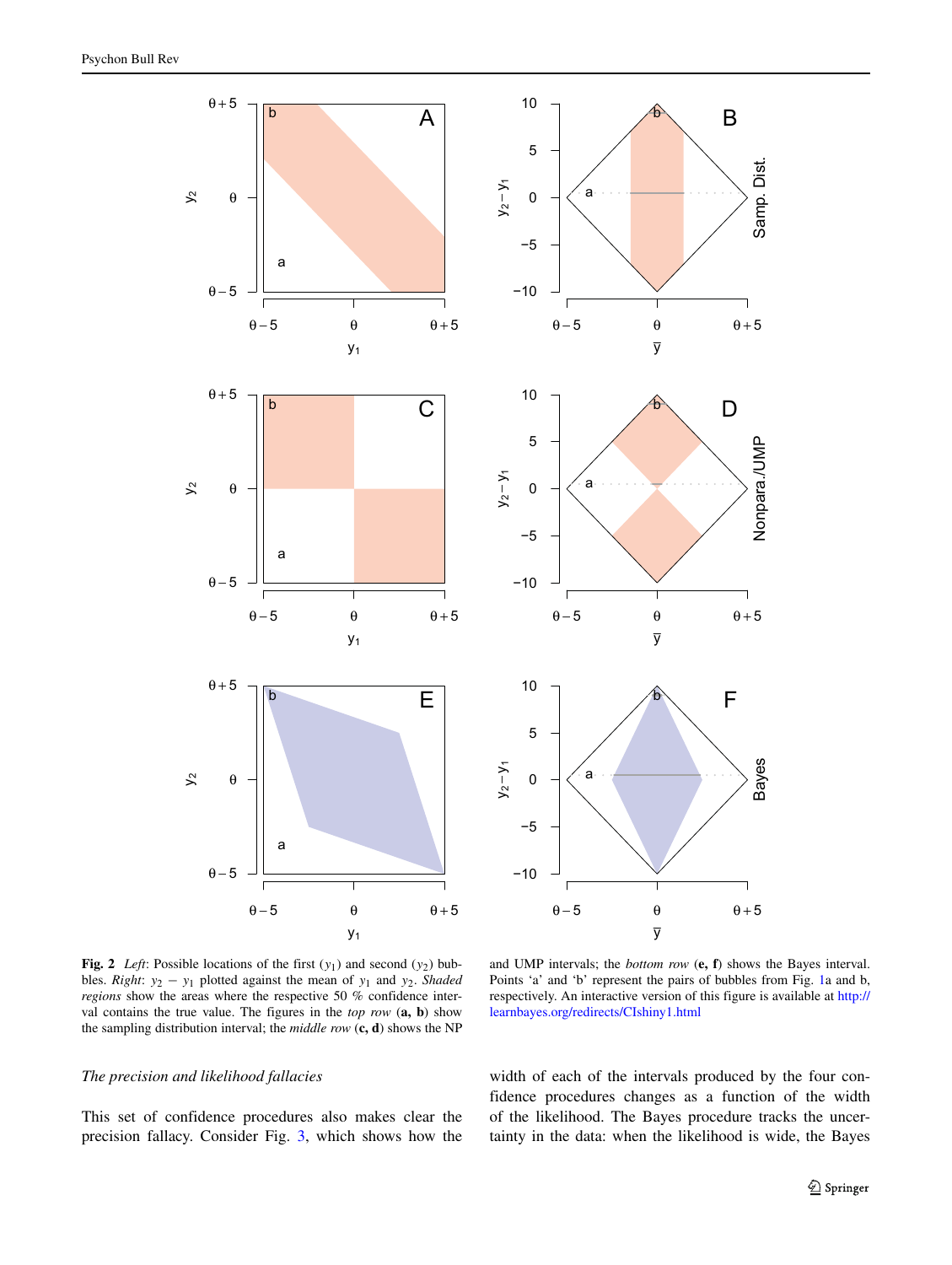**Fig. 2** *Left*: Possible locations of the first ($y_1$) and second ($y_2$) bubbles. *Right*: $y_2 - y_1$ plotted against the mean of $y_1$ and $y_2$. *Shaded regions* show the areas where the respective 50 % confidence interval contains the true value. The figures in the *top row* (**a, b**) show the sampling distribution interval; the *middle row* (**c, d**) shows the NP and UMP intervals; the *bottom row* (**e, f**) shows the Bayes interval. Points 'a' and 'b' represent the pairs of bubbles from Fig. 1a and b, respectively. An interactive version of this figure is available at http://learnbayes.org/redirects/CIshiny1.html

*The precision and likelihood fallacies*

This set of confidence procedures also makes clear the precision fallacy. Consider Fig. 3, which shows how the width of each of the intervals produced by the four confidence procedures changes as a function of the width of the likelihood. The Bayes procedure tracks the uncertainty in the data: when the likelihood is wide, the Bayes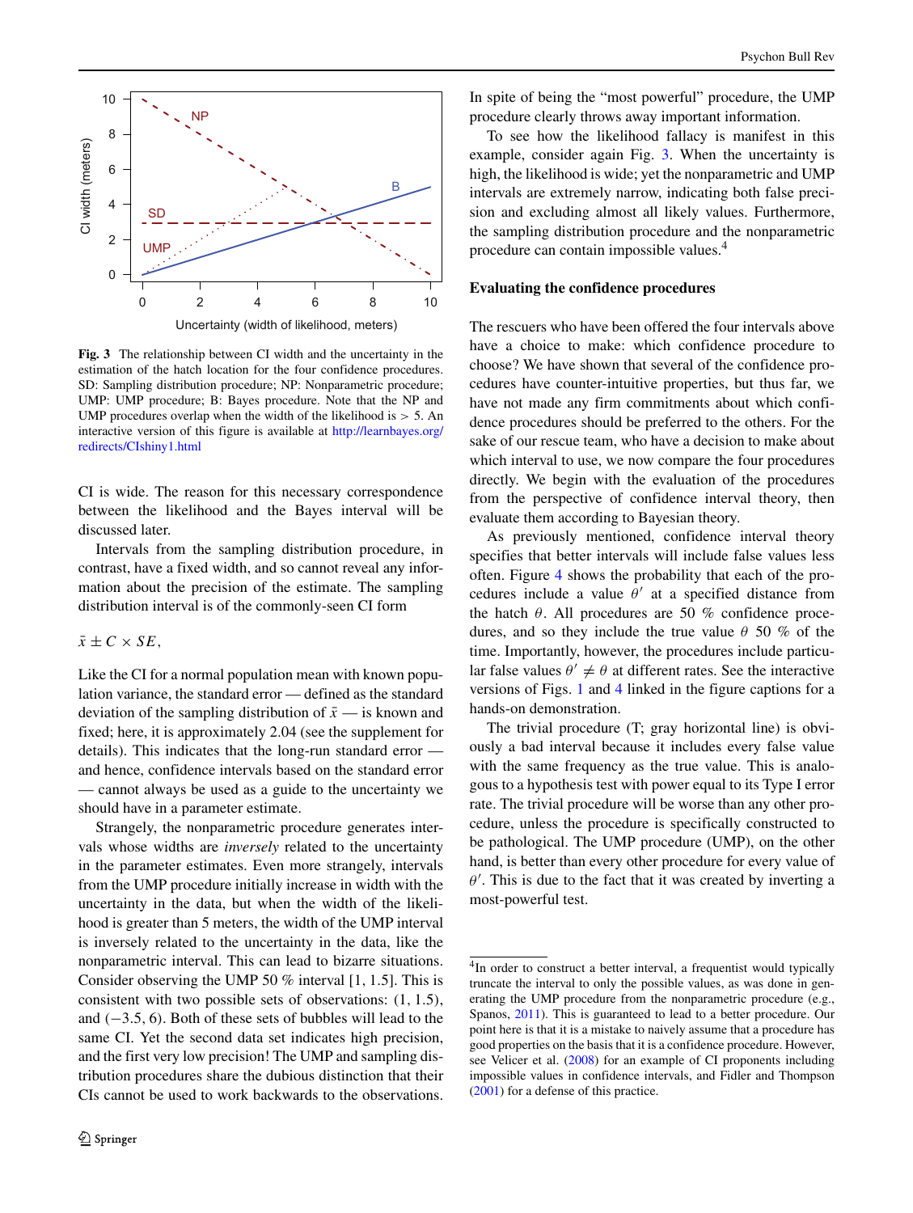**Fig. 3** The relationship between CI width and the uncertainty in the estimation of the hatch location for the four confidence procedures. SD: Sampling distribution procedure; NP: Nonparametric procedure; UMP: UMP procedure; B: Bayes procedure. Note that the NP and UMP procedures overlap when the width of the likelihood is > 5. An interactive version of this figure is available at http://learnbayes.org/redirects/CIshiny1.html

CI is wide. The reason for this necessary correspondence between the likelihood and the Bayes interval will be discussed later.

Intervals from the sampling distribution procedure, in contrast, have a fixed width, and so cannot reveal any information about the precision of the estimate. The sampling distribution interval is of the commonly-seen CI form

$$\bar{x} \pm C \times SE,$$

Like the CI for a normal population mean with known population variance, the standard error — defined as the standard deviation of the sampling distribution of $\bar{x}$ — is known and fixed; here, it is approximately 2.04 (see the supplement for details). This indicates that the long-run standard error — and hence, confidence intervals based on the standard error — cannot always be used as a guide to the uncertainty we should have in a parameter estimate.

Strangely, the nonparametric procedure generates intervals whose widths are *inversely* related to the uncertainty in the parameter estimates. Even more strangely, intervals from the UMP procedure initially increase in width with the uncertainty in the data, but when the width of the likelihood is greater than 5 meters, the width of the UMP interval is inversely related to the uncertainty in the data, like the nonparametric interval. This can lead to bizarre situations. Consider observing the UMP 50 % interval [1, 1.5]. This is consistent with two possible sets of observations: (1, 1.5), and (−3.5, 6). Both of these sets of bubbles will lead to the same CI. Yet the second data set indicates high precision, and the first very low precision! The UMP and sampling distribution procedures share the dubious distinction that their CIs cannot be used to work backwards to the observations. In spite of being the "most powerful" procedure, the UMP procedure clearly throws away important information.

To see how the likelihood fallacy is manifest in this example, consider again Fig. 3. When the uncertainty is high, the likelihood is wide; yet the nonparametric and UMP intervals are extremely narrow, indicating both false precision and excluding almost all likely values. Furthermore, the sampling distribution procedure and the nonparametric procedure can contain impossible values.[4]

## Evaluating the confidence procedures

The rescuers who have been offered the four intervals above have a choice to make: which confidence procedure to choose? We have shown that several of the confidence procedures have counter-intuitive properties, but thus far, we have not made any firm commitments about which confidence procedures should be preferred to the others. For the sake of our rescue team, who have a decision to make about which interval to use, we now compare the four procedures directly. We begin with the evaluation of the procedures from the perspective of confidence interval theory, then evaluate them according to Bayesian theory.

As previously mentioned, confidence interval theory specifies that better intervals will include false values less often. Figure 4 shows the probability that each of the procedures include a value $\theta'$ at a specified distance from the hatch $\theta$. All procedures are 50 % confidence procedures, and so they include the true value $\theta$ 50 % of the time. Importantly, however, the procedures include particular false values $\theta' \neq \theta$ at different rates. See the interactive versions of Figs. 1 and 4 linked in the figure captions for a hands-on demonstration.

The trivial procedure (T; gray horizontal line) is obviously a bad interval because it includes every false value with the same frequency as the true value. This is analogous to a hypothesis test with power equal to its Type I error rate. The trivial procedure will be worse than any other procedure, unless the procedure is specifically constructed to be pathological. The UMP procedure (UMP), on the other hand, is better than every other procedure for every value of $\theta'$. This is due to the fact that it was created by inverting a most-powerful test.

[4] In order to construct a better interval, a frequentist would typically truncate the interval to only the possible values, as was done in generating the UMP procedure from the nonparametric procedure (e.g., Spanos, 2011). This is guaranteed to lead to a better procedure. Our point here is that it is a mistake to naively assume that a procedure has good properties on the basis that it is a confidence procedure. However, see Velicer et al. (2008) for an example of CI proponents including impossible values in confidence intervals, and Fidler and Thompson (2001) for a defense of this practice.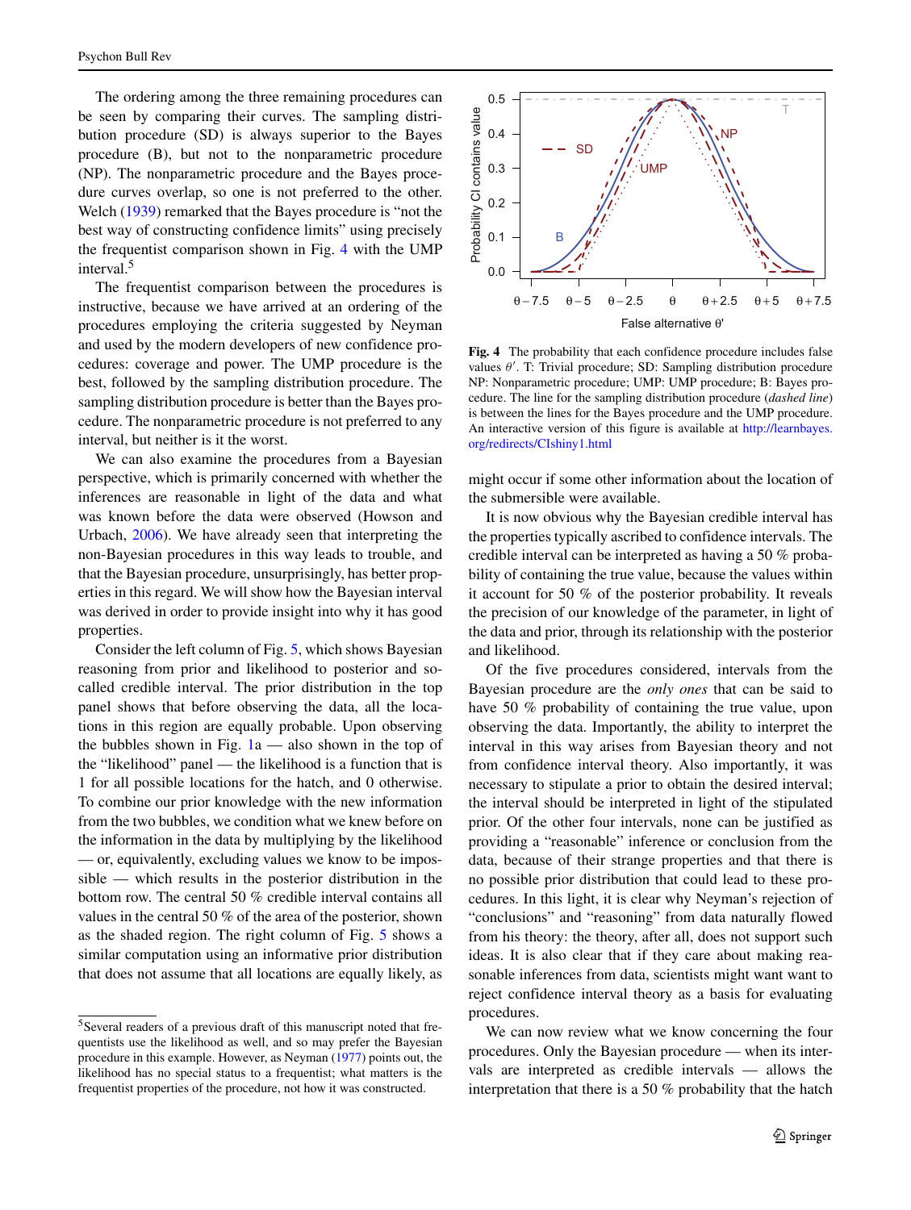The ordering among the three remaining procedures can be seen by comparing their curves. The sampling distribution procedure (SD) is always superior to the Bayes procedure (B), but not to the nonparametric procedure (NP). The nonparametric procedure and the Bayes procedure curves overlap, so one is not preferred to the other. Welch (1939) remarked that the Bayes procedure is "not the best way of constructing confidence limits" using precisely the frequentist comparison shown in Fig. 4 with the UMP interval.[5]

The frequentist comparison between the procedures is instructive, because we have arrived at an ordering of the procedures employing the criteria suggested by Neyman and used by the modern developers of new confidence procedures: coverage and power. The UMP procedure is the best, followed by the sampling distribution procedure. The sampling distribution procedure is better than the Bayes procedure. The nonparametric procedure is not preferred to any interval, but neither is it the worst.

We can also examine the procedures from a Bayesian perspective, which is primarily concerned with whether the inferences are reasonable in light of the data and what was known before the data were observed (Howson and Urbach, 2006). We have already seen that interpreting the non-Bayesian procedures in this way leads to trouble, and that the Bayesian procedure, unsurprisingly, has better properties in this regard. We will show how the Bayesian interval was derived in order to provide insight into why it has good properties.

Consider the left column of Fig. 5, which shows Bayesian reasoning from prior and likelihood to posterior and so-called credible interval. The prior distribution in the top panel shows that before observing the data, all the locations in this region are equally probable. Upon observing the bubbles shown in Fig. 1a — also shown in the top of the "likelihood" panel — the likelihood is a function that is 1 for all possible locations for the hatch, and 0 otherwise. To combine our prior knowledge with the new information from the two bubbles, we condition what we knew before on the information in the data by multiplying by the likelihood — or, equivalently, excluding values we know to be impossible — which results in the posterior distribution in the bottom row. The central 50 % credible interval contains all values in the central 50 % of the area of the posterior, shown as the shaded region. The right column of Fig. 5 shows a similar computation using an informative prior distribution that does not assume that all locations are equally likely, as

**Fig. 4** The probability that each confidence procedure includes false values $\theta'$. T: Trivial procedure; SD: Sampling distribution procedure NP: Nonparametric procedure; UMP: UMP procedure; B: Bayes procedure. The line for the sampling distribution procedure (*dashed line*) is between the lines for the Bayes procedure and the UMP procedure. An interactive version of this figure is available at http://learnbayes.org/redirects/CIshiny1.html

might occur if some other information about the location of the submersible were available.

It is now obvious why the Bayesian credible interval has the properties typically ascribed to confidence intervals. The credible interval can be interpreted as having a 50 % probability of containing the true value, because the values within it account for 50 % of the posterior probability. It reveals the precision of our knowledge of the parameter, in light of the data and prior, through its relationship with the posterior and likelihood.

Of the five procedures considered, intervals from the Bayesian procedure are the *only ones* that can be said to have 50 % probability of containing the true value, upon observing the data. Importantly, the ability to interpret the interval in this way arises from Bayesian theory and not from confidence interval theory. Also importantly, it was necessary to stipulate a prior to obtain the desired interval; the interval should be interpreted in light of the stipulated prior. Of the other four intervals, none can be justified as providing a "reasonable" inference or conclusion from the data, because of their strange properties and that there is no possible prior distribution that could lead to these procedures. In this light, it is clear why Neyman's rejection of "conclusions" and "reasoning" from data naturally flowed from his theory: the theory, after all, does not support such ideas. It is also clear that if they care about making reasonable inferences from data, scientists might want want to reject confidence interval theory as a basis for evaluating procedures.

We can now review what we know concerning the four procedures. Only the Bayesian procedure — when its intervals are interpreted as credible intervals — allows the interpretation that there is a 50 % probability that the hatch

[5] Several readers of a previous draft of this manuscript noted that frequentists use the likelihood as well, and so may prefer the Bayesian procedure in this example. However, as Neyman (1977) points out, the likelihood has no special status to a frequentist; what matters is the frequentist properties of the procedure, not how it was constructed.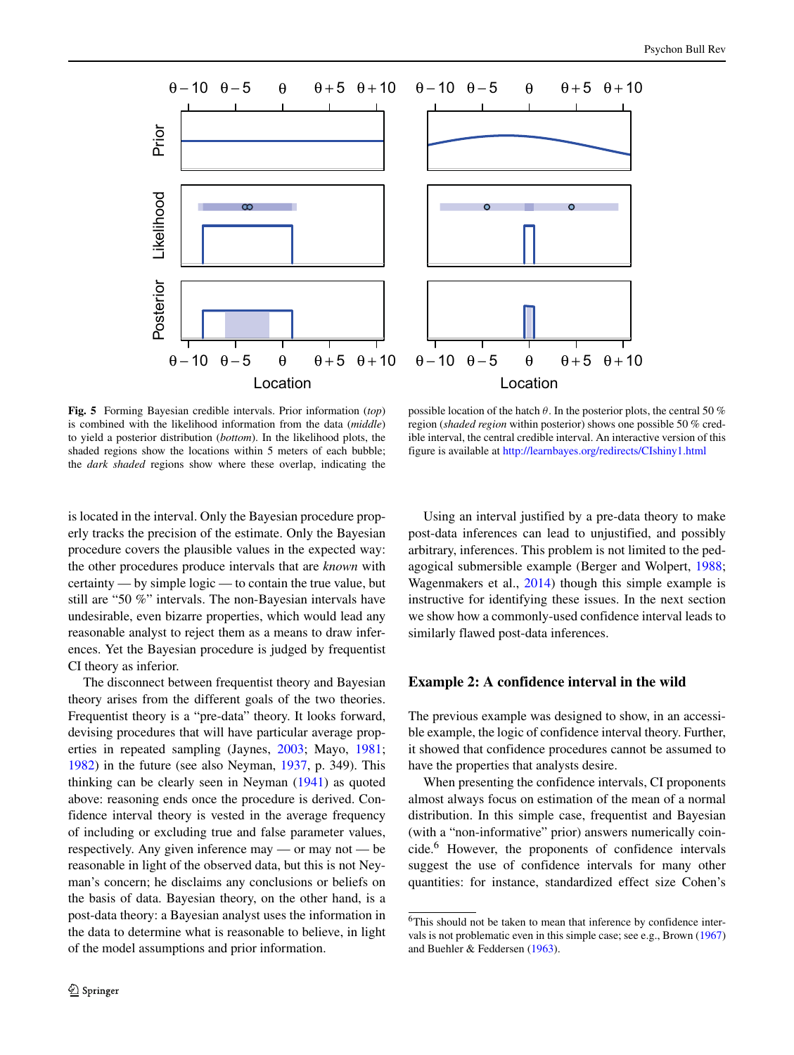**Fig. 5** Forming Bayesian credible intervals. Prior information (*top*) is combined with the likelihood information from the data (*middle*) to yield a posterior distribution (*bottom*). In the likelihood plots, the shaded regions show the locations within 5 meters of each bubble; the *dark shaded* regions show where these overlap, indicating the possible location of the hatch $\theta$. In the posterior plots, the central 50 % region (*shaded region* within posterior) shows one possible 50 % credible interval, the central credible interval. An interactive version of this figure is available at http://learnbayes.org/redirects/CIshiny1.html

is located in the interval. Only the Bayesian procedure properly tracks the precision of the estimate. Only the Bayesian procedure covers the plausible values in the expected way: the other procedures produce intervals that are *known* with certainty — by simple logic — to contain the true value, but still are "50 %" intervals. The non-Bayesian intervals have undesirable, even bizarre properties, which would lead any reasonable analyst to reject them as a means to draw inferences. Yet the Bayesian procedure is judged by frequentist CI theory as inferior.

The disconnect between frequentist theory and Bayesian theory arises from the different goals of the two theories. Frequentist theory is a "pre-data" theory. It looks forward, devising procedures that will have particular average properties in repeated sampling (Jaynes, 2003; Mayo, 1981; 1982) in the future (see also Neyman, 1937, p. 349). This thinking can be clearly seen in Neyman (1941) as quoted above: reasoning ends once the procedure is derived. Confidence interval theory is vested in the average frequency of including or excluding true and false parameter values, respectively. Any given inference may — or may not — be reasonable in light of the observed data, but this is not Neyman's concern; he disclaims any conclusions or beliefs on the basis of data. Bayesian theory, on the other hand, is a post-data theory: a Bayesian analyst uses the information in the data to determine what is reasonable to believe, in light of the model assumptions and prior information.

Using an interval justified by a pre-data theory to make post-data inferences can lead to unjustified, and possibly arbitrary, inferences. This problem is not limited to the pedagogical submersible example (Berger and Wolpert, 1988; Wagenmakers et al., 2014) though this simple example is instructive for identifying these issues. In the next section we show how a commonly-used confidence interval leads to similarly flawed post-data inferences.

## Example 2: A confidence interval in the wild

The previous example was designed to show, in an accessible example, the logic of confidence interval theory. Further, it showed that confidence procedures cannot be assumed to have the properties that analysts desire.

When presenting the confidence intervals, CI proponents almost always focus on estimation of the mean of a normal distribution. In this simple case, frequentist and Bayesian (with a "non-informative" prior) answers numerically coincide.[6] However, the proponents of confidence intervals suggest the use of confidence intervals for many other quantities: for instance, standardized effect size Cohen's

[6]This should not be taken to mean that inference by confidence intervals is not problematic even in this simple case; see e.g., Brown (1967) and Buehler & Feddersen (1963).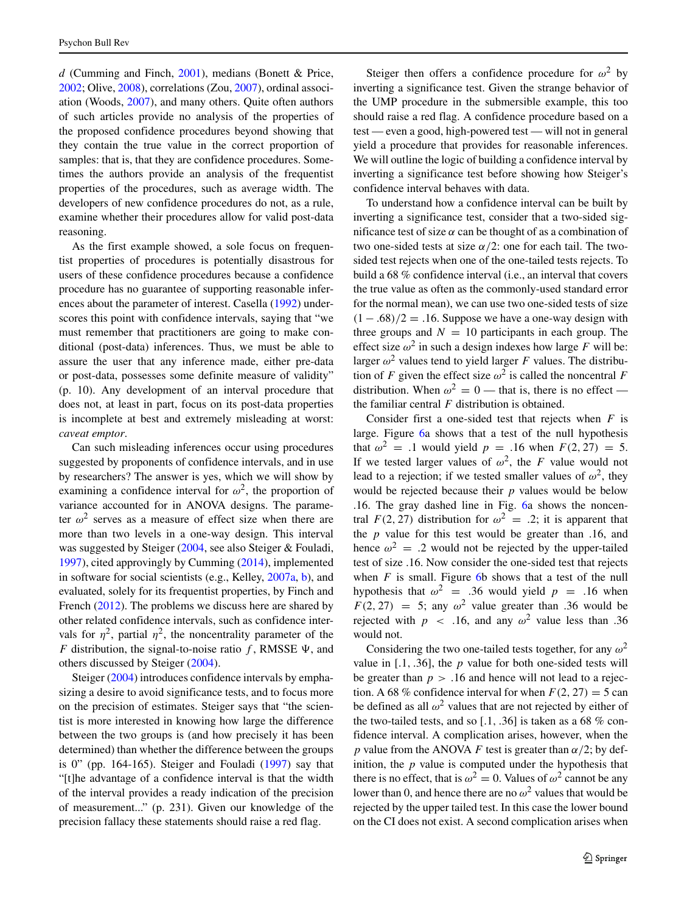$d$ (Cumming and Finch, 2001), medians (Bonett & Price, 2002; Olive, 2008), correlations (Zou, 2007), ordinal association (Woods, 2007), and many others. Quite often authors of such articles provide no analysis of the properties of the proposed confidence procedures beyond showing that they contain the true value in the correct proportion of samples: that is, that they are confidence procedures. Sometimes the authors provide an analysis of the frequentist properties of the procedures, such as average width. The developers of new confidence procedures do not, as a rule, examine whether their procedures allow for valid post-data reasoning.

As the first example showed, a sole focus on frequentist properties of procedures is potentially disastrous for users of these confidence procedures because a confidence procedure has no guarantee of supporting reasonable inferences about the parameter of interest. Casella (1992) underscores this point with confidence intervals, saying that "we must remember that practitioners are going to make conditional (post-data) inferences. Thus, we must be able to assure the user that any inference made, either pre-data or post-data, possesses some definite measure of validity" (p. 10). Any development of an interval procedure that does not, at least in part, focus on its post-data properties is incomplete at best and extremely misleading at worst: *caveat emptor*.

Can such misleading inferences occur using procedures suggested by proponents of confidence intervals, and in use by researchers? The answer is yes, which we will show by examining a confidence interval for $\omega^2$, the proportion of variance accounted for in ANOVA designs. The parameter $\omega^2$ serves as a measure of effect size when there are more than two levels in a one-way design. This interval was suggested by Steiger (2004, see also Steiger & Fouladi, 1997), cited approvingly by Cumming (2014), implemented in software for social scientists (e.g., Kelley, 2007a, b), and evaluated, solely for its frequentist properties, by Finch and French (2012). The problems we discuss here are shared by other related confidence intervals, such as confidence intervals for $\eta^2$, partial $\eta^2$, the noncentrality parameter of the $F$ distribution, the signal-to-noise ratio $f$, RMSSE $\Psi$, and others discussed by Steiger (2004).

Steiger (2004) introduces confidence intervals by emphasizing a desire to avoid significance tests, and to focus more on the precision of estimates. Steiger says that "the scientist is more interested in knowing how large the difference between the two groups is (and how precisely it has been determined) than whether the difference between the groups is 0" (pp. 164-165). Steiger and Fouladi (1997) say that "[t]he advantage of a confidence interval is that the width of the interval provides a ready indication of the precision of measurement..." (p. 231). Given our knowledge of the precision fallacy these statements should raise a red flag.

Steiger then offers a confidence procedure for $\omega^2$ by inverting a significance test. Given the strange behavior of the UMP procedure in the submersible example, this too should raise a red flag. A confidence procedure based on a test — even a good, high-powered test — will not in general yield a procedure that provides for reasonable inferences. We will outline the logic of building a confidence interval by inverting a significance test before showing how Steiger's confidence interval behaves with data.

To understand how a confidence interval can be built by inverting a significance test, consider that a two-sided significance test of size $\alpha$ can be thought of as a combination of two one-sided tests at size $\alpha/2$: one for each tail. The two-sided test rejects when one of the one-tailed tests rejects. To build a 68 % confidence interval (i.e., an interval that covers the true value as often as the commonly-used standard error for the normal mean), we can use two one-sided tests of size $(1 - .68)/2 = .16$. Suppose we have a one-way design with three groups and $N = 10$ participants in each group. The effect size $\omega^2$ in such a design indexes how large $F$ will be: larger $\omega^2$ values tend to yield larger $F$ values. The distribution of $F$ given the effect size $\omega^2$ is called the noncentral $F$ distribution. When $\omega^2 = 0$ — that is, there is no effect — the familiar central $F$ distribution is obtained.

Consider first a one-sided test that rejects when $F$ is large. Figure 6a shows that a test of the null hypothesis that $\omega^2 = .1$ would yield $p = .16$ when $F(2, 27) = 5$. If we tested larger values of $\omega^2$, the $F$ value would not lead to a rejection; if we tested smaller values of $\omega^2$, they would be rejected because their $p$ values would be below .16. The gray dashed line in Fig. 6a shows the noncentral $F(2, 27)$ distribution for $\omega^2 = .2$; it is apparent that the $p$ value for this test would be greater than .16, and hence $\omega^2 = .2$ would not be rejected by the upper-tailed test of size .16. Now consider the one-sided test that rejects when $F$ is small. Figure 6b shows that a test of the null hypothesis that $\omega^2 = .36$ would yield $p = .16$ when $F(2, 27) = 5$; any $\omega^2$ value greater than .36 would be rejected with $p < .16$, and any $\omega^2$ value less than .36 would not.

Considering the two one-tailed tests together, for any $\omega^2$ value in [.1, .36], the $p$ value for both one-sided tests will be greater than $p > .16$ and hence will not lead to a rejection. A 68 % confidence interval for when $F(2, 27) = 5$ can be defined as all $\omega^2$ values that are not rejected by either of the two-tailed tests, and so [.1, .36] is taken as a 68 % confidence interval. A complication arises, however, when the $p$ value from the ANOVA $F$ test is greater than $\alpha/2$; by definition, the $p$ value is computed under the hypothesis that there is no effect, that is $\omega^2 = 0$. Values of $\omega^2$ cannot be any lower than 0, and hence there are no $\omega^2$ values that would be rejected by the upper tailed test. In this case the lower bound on the CI does not exist. A second complication arises when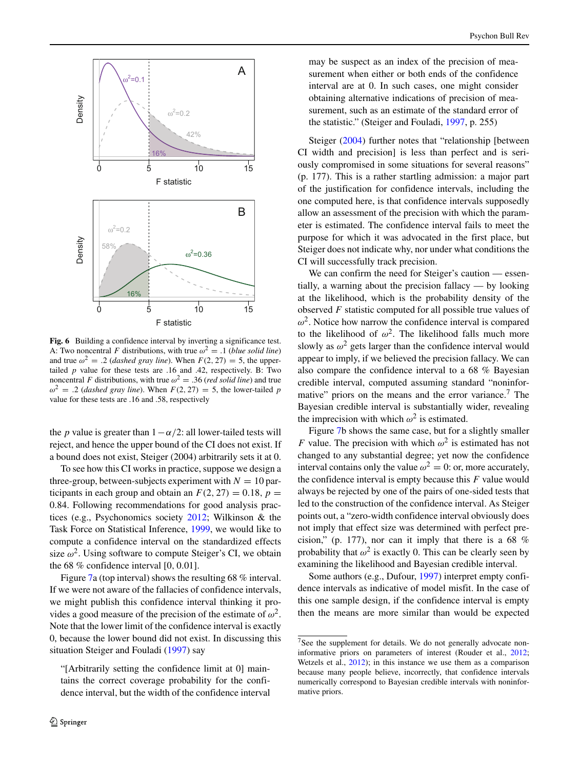**Fig. 6** Building a confidence interval by inverting a significance test. A: Two noncentral $F$ distributions, with true $\omega^2 = .1$ (*blue solid line*) and true $\omega^2 = .2$ (*dashed gray line*). When $F(2, 27) = 5$, the upper-tailed $p$ value for these tests are .16 and .42, respectively. B: Two noncentral $F$ distributions, with true $\omega^2 = .36$ (*red solid line*) and true $\omega^2 = .2$ (*dashed gray line*). When $F(2, 27) = 5$, the lower-tailed $p$ value for these tests are .16 and .58, respectively

the $p$ value is greater than $1-\alpha/2$: all lower-tailed tests will reject, and hence the upper bound of the CI does not exist. If a bound does not exist, Steiger (2004) arbitrarily sets it at 0.

To see how this CI works in practice, suppose we design a three-group, between-subjects experiment with $N = 10$ participants in each group and obtain an $F(2, 27) = 0.18$, $p = 0.84$. Following recommendations for good analysis practices (e.g., Psychonomics society 2012; Wilkinson & the Task Force on Statistical Inference, 1999, we would like to compute a confidence interval on the standardized effects size $\omega^2$. Using software to compute Steiger's CI, we obtain the 68 % confidence interval [0, 0.01].

Figure 7a (top interval) shows the resulting 68 % interval. If we were not aware of the fallacies of confidence intervals, we might publish this confidence interval thinking it provides a good measure of the precision of the estimate of $\omega^2$. Note that the lower limit of the confidence interval is exactly 0, because the lower bound did not exist. In discussing this situation Steiger and Fouladi (1997) say

> "[Arbitrarily setting the confidence limit at 0] maintains the correct coverage probability for the confidence interval, but the width of the confidence interval may be suspect as an index of the precision of measurement when either or both ends of the confidence interval are at 0. In such cases, one might consider obtaining alternative indications of precision of measurement, such as an estimate of the standard error of the statistic." (Steiger and Fouladi, 1997, p. 255)

Steiger (2004) further notes that "relationship [between CI width and precision] is less than perfect and is seriously compromised in some situations for several reasons" (p. 177). This is a rather startling admission: a major part of the justification for confidence intervals, including the one computed here, is that confidence intervals supposedly allow an assessment of the precision with which the parameter is estimated. The confidence interval fails to meet the purpose for which it was advocated in the first place, but Steiger does not indicate why, nor under what conditions the CI will successfully track precision.

We can confirm the need for Steiger's caution — essentially, a warning about the precision fallacy — by looking at the likelihood, which is the probability density of the observed $F$ statistic computed for all possible true values of $\omega^2$. Notice how narrow the confidence interval is compared to the likelihood of $\omega^2$. The likelihood falls much more slowly as $\omega^2$ gets larger than the confidence interval would appear to imply, if we believed the precision fallacy. We can also compare the confidence interval to a 68 % Bayesian credible interval, computed assuming standard "noninformative" priors on the means and the error variance.[7] The Bayesian credible interval is substantially wider, revealing the imprecision with which $\omega^2$ is estimated.

Figure 7b shows the same case, but for a slightly smaller $F$ value. The precision with which $\omega^2$ is estimated has not changed to any substantial degree; yet now the confidence interval contains only the value $\omega^2 = 0$: or, more accurately, the confidence interval is empty because this $F$ value would always be rejected by one of the pairs of one-sided tests that led to the construction of the confidence interval. As Steiger points out, a "zero-width confidence interval obviously does not imply that effect size was determined with perfect precision," (p. 177), nor can it imply that there is a 68 % probability that $\omega^2$ is exactly 0. This can be clearly seen by examining the likelihood and Bayesian credible interval.

Some authors (e.g., Dufour, 1997) interpret empty confidence intervals as indicative of model misfit. In the case of this one sample design, if the confidence interval is empty then the means are more similar than would be expected

[7] See the supplement for details. We do not generally advocate noninformative priors on parameters of interest (Rouder et al., 2012; Wetzels et al., 2012); in this instance we use them as a comparison because many people believe, incorrectly, that confidence intervals numerically correspond to Bayesian credible intervals with noninformative priors.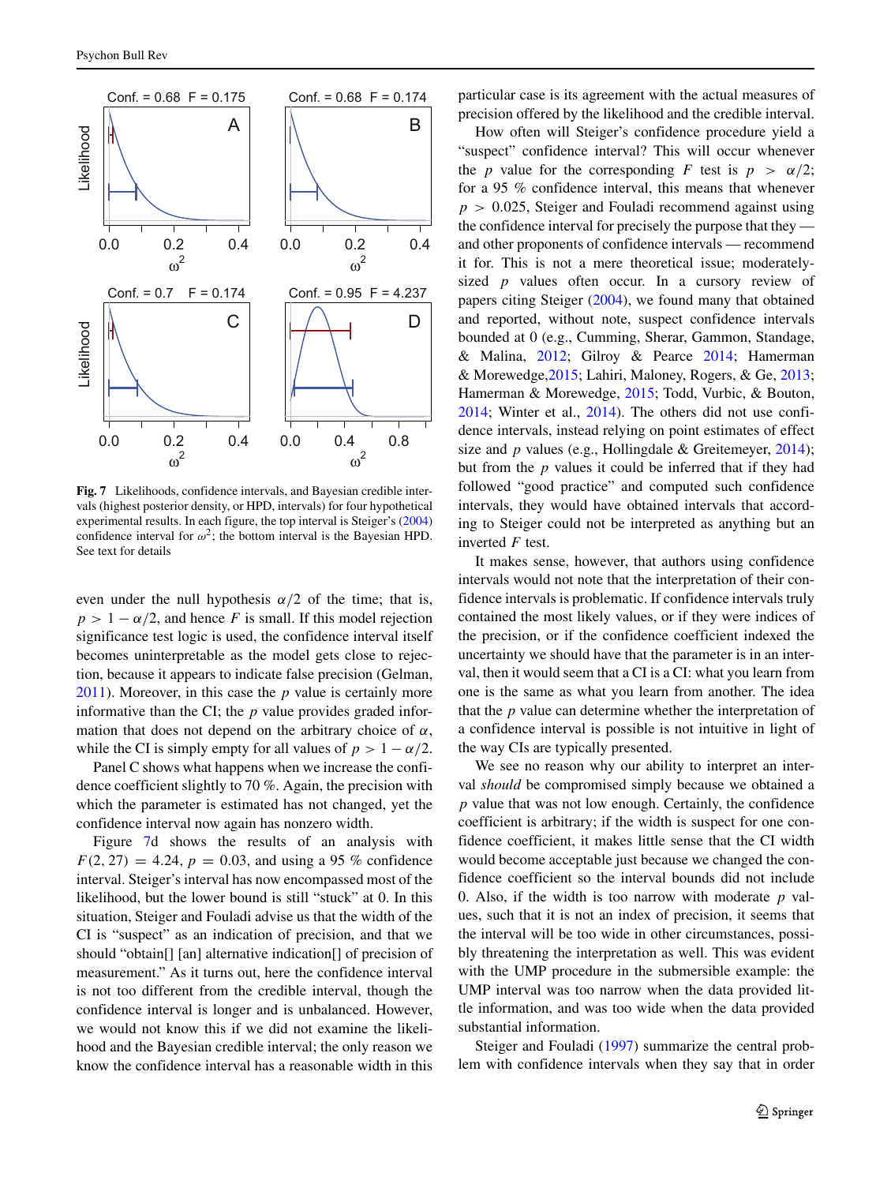Fig. 7 Likelihoods, confidence intervals, and Bayesian credible intervals (highest posterior density, or HPD, intervals) for four hypothetical experimental results. In each figure, the top interval is Steiger's (2004) confidence interval for $\omega^2$; the bottom interval is the Bayesian HPD. See text for details

even under the null hypothesis $\alpha/2$ of the time; that is, $p > 1 - \alpha/2$, and hence $F$ is small. If this model rejection significance test logic is used, the confidence interval itself becomes uninterpretable as the model gets close to rejection, because it appears to indicate false precision (Gelman, 2011). Moreover, in this case the $p$ value is certainly more informative than the CI; the $p$ value provides graded information that does not depend on the arbitrary choice of $\alpha$, while the CI is simply empty for all values of $p > 1 - \alpha/2$.

Panel C shows what happens when we increase the confidence coefficient slightly to 70 %. Again, the precision with which the parameter is estimated has not changed, yet the confidence interval now again has nonzero width.

Figure 7d shows the results of an analysis with $F(2, 27) = 4.24$, $p = 0.03$, and using a 95 % confidence interval. Steiger's interval has now encompassed most of the likelihood, but the lower bound is still "stuck" at 0. In this situation, Steiger and Fouladi advise us that the width of the CI is "suspect" as an indication of precision, and that we should "obtain[] [an] alternative indication[] of precision of measurement." As it turns out, here the confidence interval is not too different from the credible interval, though the confidence interval is longer and is unbalanced. However, we would not know this if we did not examine the likelihood and the Bayesian credible interval; the only reason we know the confidence interval has a reasonable width in this particular case is its agreement with the actual measures of precision offered by the likelihood and the credible interval.

How often will Steiger's confidence procedure yield a "suspect" confidence interval? This will occur whenever the $p$ value for the corresponding $F$ test is $p > \alpha/2$; for a 95 % confidence interval, this means that whenever $p > 0.025$, Steiger and Fouladi recommend against using the confidence interval for precisely the purpose that they — and other proponents of confidence intervals — recommend it for. This is not a mere theoretical issue; moderately-sized $p$ values often occur. In a cursory review of papers citing Steiger (2004), we found many that obtained and reported, without note, suspect confidence intervals bounded at 0 (e.g., Cumming, Sherar, Gammon, Standage, & Malina, 2012; Gilroy & Pearce 2014; Hamerman & Morewedge,2015; Lahiri, Maloney, Rogers, & Ge, 2013; Hamerman & Morewedge, 2015; Todd, Vurbic, & Bouton, 2014; Winter et al., 2014). The others did not use confidence intervals, instead relying on point estimates of effect size and $p$ values (e.g., Hollingdale & Greitemeyer, 2014); but from the $p$ values it could be inferred that if they had followed "good practice" and computed such confidence intervals, they would have obtained intervals that according to Steiger could not be interpreted as anything but an inverted $F$ test.

It makes sense, however, that authors using confidence intervals would not note that the interpretation of their confidence intervals is problematic. If confidence intervals truly contained the most likely values, or if they were indices of the precision, or if the confidence coefficient indexed the uncertainty we should have that the parameter is in an interval, then it would seem that a CI is a CI: what you learn from one is the same as what you learn from another. The idea that the $p$ value can determine whether the interpretation of a confidence interval is possible is not intuitive in light of the way CIs are typically presented.

We see no reason why our ability to interpret an interval *should* be compromised simply because we obtained a $p$ value that was not low enough. Certainly, the confidence coefficient is arbitrary; if the width is suspect for one confidence coefficient, it makes little sense that the CI width would become acceptable just because we changed the confidence coefficient so the interval bounds did not include 0. Also, if the width is too narrow with moderate $p$ values, such that it is not an index of precision, it seems that the interval will be too wide in other circumstances, possibly threatening the interpretation as well. This was evident with the UMP procedure in the submersible example: the UMP interval was too narrow when the data provided little information, and was too wide when the data provided substantial information.

Steiger and Fouladi (1997) summarize the central problem with confidence intervals when they say that in order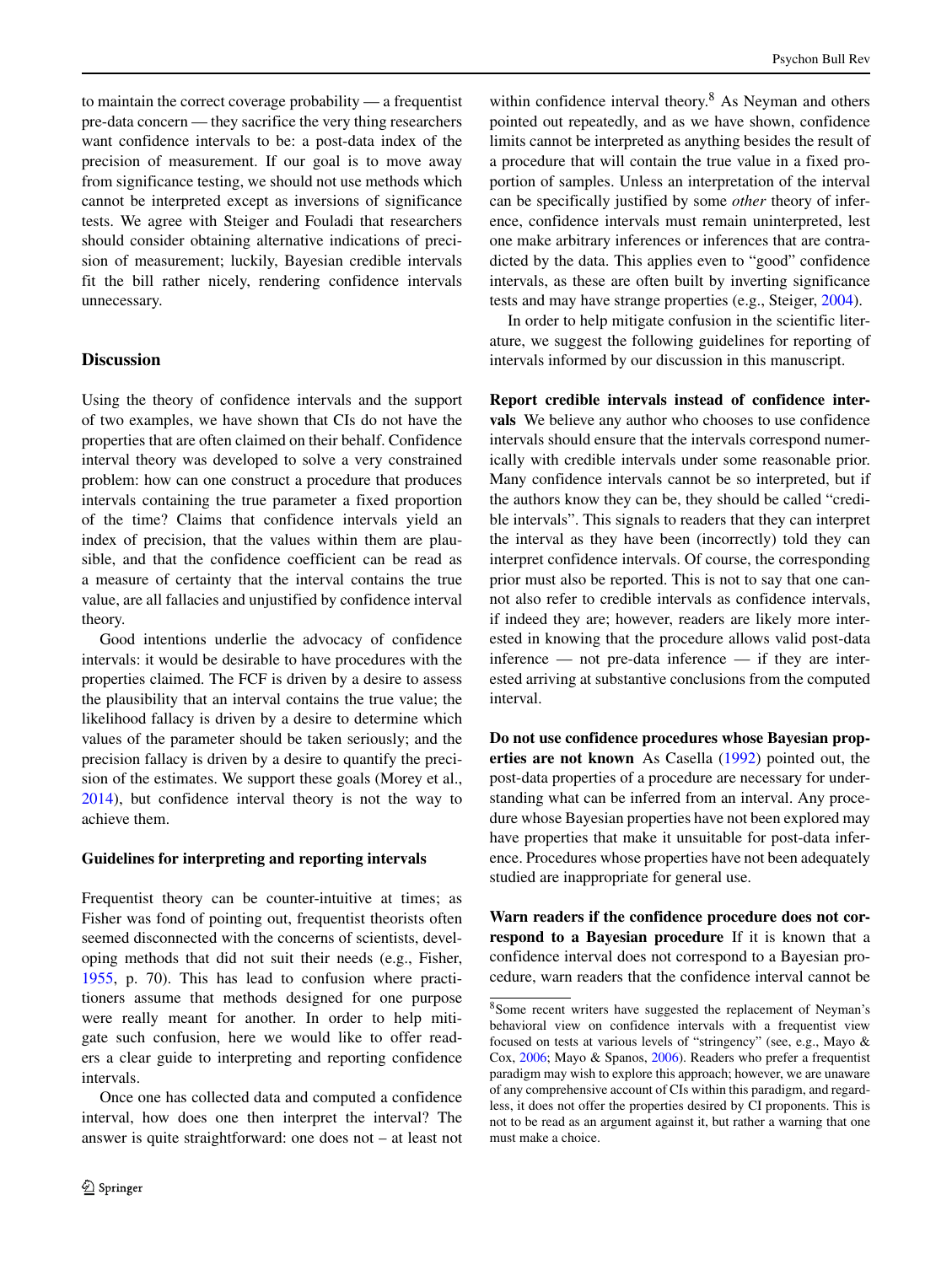to maintain the correct coverage probability — a frequentist pre-data concern — they sacrifice the very thing researchers want confidence intervals to be: a post-data index of the precision of measurement. If our goal is to move away from significance testing, we should not use methods which cannot be interpreted except as inversions of significance tests. We agree with Steiger and Fouladi that researchers should consider obtaining alternative indications of precision of measurement; luckily, Bayesian credible intervals fit the bill rather nicely, rendering confidence intervals unnecessary.

## Discussion

Using the theory of confidence intervals and the support of two examples, we have shown that CIs do not have the properties that are often claimed on their behalf. Confidence interval theory was developed to solve a very constrained problem: how can one construct a procedure that produces intervals containing the true parameter a fixed proportion of the time? Claims that confidence intervals yield an index of precision, that the values within them are plausible, and that the confidence coefficient can be read as a measure of certainty that the interval contains the true value, are all fallacies and unjustified by confidence interval theory.

Good intentions underlie the advocacy of confidence intervals: it would be desirable to have procedures with the properties claimed. The FCF is driven by a desire to assess the plausibility that an interval contains the true value; the likelihood fallacy is driven by a desire to determine which values of the parameter should be taken seriously; and the precision fallacy is driven by a desire to quantify the precision of the estimates. We support these goals (Morey et al., 2014), but confidence interval theory is not the way to achieve them.

### Guidelines for interpreting and reporting intervals

Frequentist theory can be counter-intuitive at times; as Fisher was fond of pointing out, frequentist theorists often seemed disconnected with the concerns of scientists, developing methods that did not suit their needs (e.g., Fisher, 1955, p. 70). This has lead to confusion where practitioners assume that methods designed for one purpose were really meant for another. In order to help mitigate such confusion, here we would like to offer readers a clear guide to interpreting and reporting confidence intervals.

Once one has collected data and computed a confidence interval, how does one then interpret the interval? The answer is quite straightforward: one does not – at least not within confidence interval theory.[8] As Neyman and others pointed out repeatedly, and as we have shown, confidence limits cannot be interpreted as anything besides the result of a procedure that will contain the true value in a fixed proportion of samples. Unless an interpretation of the interval can be specifically justified by some *other* theory of inference, confidence intervals must remain uninterpreted, lest one make arbitrary inferences or inferences that are contradicted by the data. This applies even to "good" confidence intervals, as these are often built by inverting significance tests and may have strange properties (e.g., Steiger, 2004).

In order to help mitigate confusion in the scientific literature, we suggest the following guidelines for reporting of intervals informed by our discussion in this manuscript.

**Report credible intervals instead of confidence intervals** We believe any author who chooses to use confidence intervals should ensure that the intervals correspond numerically with credible intervals under some reasonable prior. Many confidence intervals cannot be so interpreted, but if the authors know they can be, they should be called "credible intervals". This signals to readers that they can interpret the interval as they have been (incorrectly) told they can interpret confidence intervals. Of course, the corresponding prior must also be reported. This is not to say that one cannot also refer to credible intervals as confidence intervals, if indeed they are; however, readers are likely more interested in knowing that the procedure allows valid post-data inference — not pre-data inference — if they are interested arriving at substantive conclusions from the computed interval.

**Do not use confidence procedures whose Bayesian properties are not known** As Casella (1992) pointed out, the post-data properties of a procedure are necessary for understanding what can be inferred from an interval. Any procedure whose Bayesian properties have not been explored may have properties that make it unsuitable for post-data inference. Procedures whose properties have not been adequately studied are inappropriate for general use.

**Warn readers if the confidence procedure does not correspond to a Bayesian procedure** If it is known that a confidence interval does not correspond to a Bayesian procedure, warn readers that the confidence interval cannot be

[8] Some recent writers have suggested the replacement of Neyman's behavioral view on confidence intervals with a frequentist view focused on tests at various levels of "stringency" (see, e.g., Mayo & Cox, 2006; Mayo & Spanos, 2006). Readers who prefer a frequentist paradigm may wish to explore this approach; however, we are unaware of any comprehensive account of CIs within this paradigm, and regardless, it does not offer the properties desired by CI proponents. This is not to be read as an argument against it, but rather a warning that one must make a choice.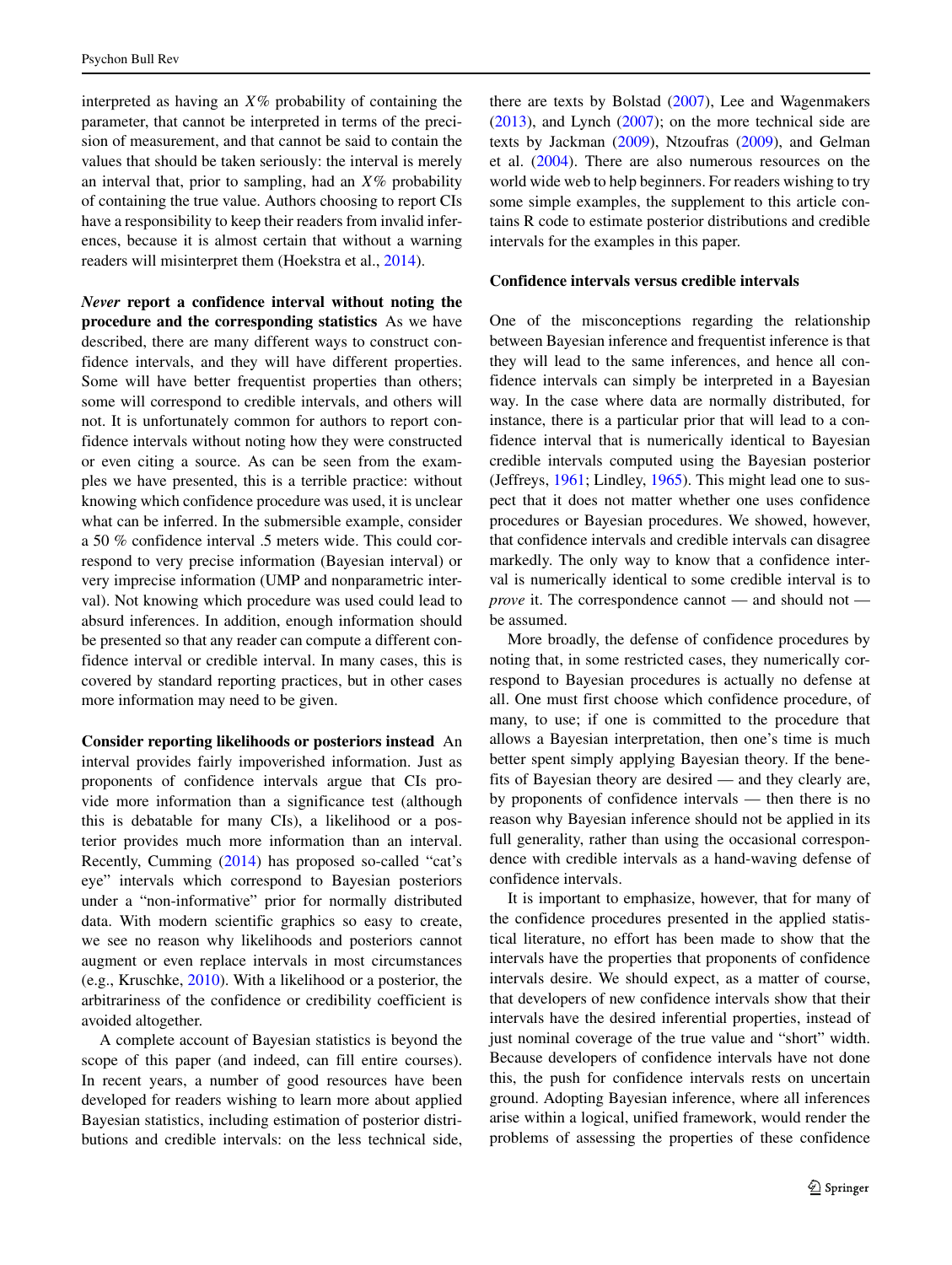interpreted as having an $X\%$ probability of containing the parameter, that cannot be interpreted in terms of the precision of measurement, and that cannot be said to contain the values that should be taken seriously: the interval is merely an interval that, prior to sampling, had an $X\%$ probability of containing the true value. Authors choosing to report CIs have a responsibility to keep their readers from invalid inferences, because it is almost certain that without a warning readers will misinterpret them (Hoekstra et al., 2014).

***Never* report a confidence interval without noting the procedure and the corresponding statistics** As we have described, there are many different ways to construct confidence intervals, and they will have different properties. Some will have better frequentist properties than others; some will correspond to credible intervals, and others will not. It is unfortunately common for authors to report confidence intervals without noting how they were constructed or even citing a source. As can be seen from the examples we have presented, this is a terrible practice: without knowing which confidence procedure was used, it is unclear what can be inferred. In the submersible example, consider a 50 % confidence interval .5 meters wide. This could correspond to very precise information (Bayesian interval) or very imprecise information (UMP and nonparametric interval). Not knowing which procedure was used could lead to absurd inferences. In addition, enough information should be presented so that any reader can compute a different confidence interval or credible interval. In many cases, this is covered by standard reporting practices, but in other cases more information may need to be given.

**Consider reporting likelihoods or posteriors instead** An interval provides fairly impoverished information. Just as proponents of confidence intervals argue that CIs provide more information than a significance test (although this is debatable for many CIs), a likelihood or a posterior provides much more information than an interval. Recently, Cumming (2014) has proposed so-called "cat's eye" intervals which correspond to Bayesian posteriors under a "non-informative" prior for normally distributed data. With modern scientific graphics so easy to create, we see no reason why likelihoods and posteriors cannot augment or even replace intervals in most circumstances (e.g., Kruschke, 2010). With a likelihood or a posterior, the arbitrariness of the confidence or credibility coefficient is avoided altogether.

A complete account of Bayesian statistics is beyond the scope of this paper (and indeed, can fill entire courses). In recent years, a number of good resources have been developed for readers wishing to learn more about applied Bayesian statistics, including estimation of posterior distributions and credible intervals: on the less technical side, there are texts by Bolstad (2007), Lee and Wagenmakers (2013), and Lynch (2007); on the more technical side are texts by Jackman (2009), Ntzoufras (2009), and Gelman et al. (2004). There are also numerous resources on the world wide web to help beginners. For readers wishing to try some simple examples, the supplement to this article contains R code to estimate posterior distributions and credible intervals for the examples in this paper.

## Confidence intervals versus credible intervals

One of the misconceptions regarding the relationship between Bayesian inference and frequentist inference is that they will lead to the same inferences, and hence all confidence intervals can simply be interpreted in a Bayesian way. In the case where data are normally distributed, for instance, there is a particular prior that will lead to a confidence interval that is numerically identical to Bayesian credible intervals computed using the Bayesian posterior (Jeffreys, 1961; Lindley, 1965). This might lead one to suspect that it does not matter whether one uses confidence procedures or Bayesian procedures. We showed, however, that confidence intervals and credible intervals can disagree markedly. The only way to know that a confidence interval is numerically identical to some credible interval is to *prove* it. The correspondence cannot — and should not — be assumed.

More broadly, the defense of confidence procedures by noting that, in some restricted cases, they numerically correspond to Bayesian procedures is actually no defense at all. One must first choose which confidence procedure, of many, to use; if one is committed to the procedure that allows a Bayesian interpretation, then one's time is much better spent simply applying Bayesian theory. If the benefits of Bayesian theory are desired — and they clearly are, by proponents of confidence intervals — then there is no reason why Bayesian inference should not be applied in its full generality, rather than using the occasional correspondence with credible intervals as a hand-waving defense of confidence intervals.

It is important to emphasize, however, that for many of the confidence procedures presented in the applied statistical literature, no effort has been made to show that the intervals have the properties that proponents of confidence intervals desire. We should expect, as a matter of course, that developers of new confidence intervals show that their intervals have the desired inferential properties, instead of just nominal coverage of the true value and "short" width. Because developers of confidence intervals have not done this, the push for confidence intervals rests on uncertain ground. Adopting Bayesian inference, where all inferences arise within a logical, unified framework, would render the problems of assessing the properties of these confidence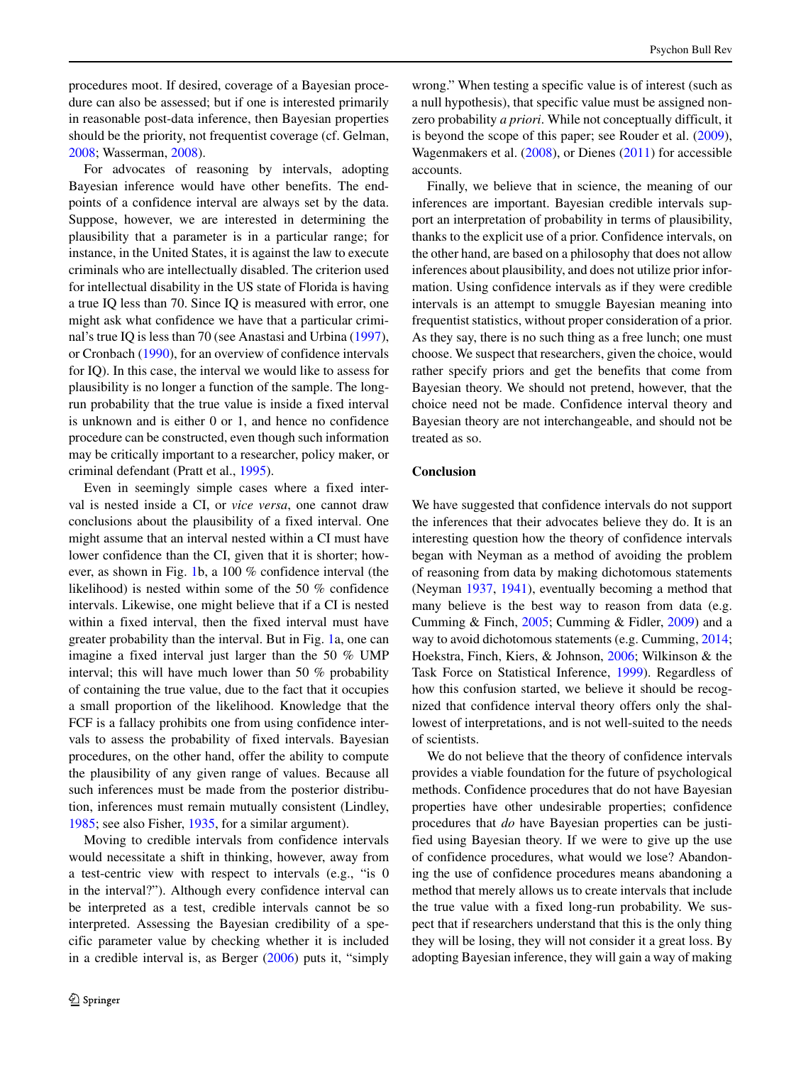procedures moot. If desired, coverage of a Bayesian procedure can also be assessed; but if one is interested primarily in reasonable post-data inference, then Bayesian properties should be the priority, not frequentist coverage (cf. Gelman, 2008; Wasserman, 2008).

For advocates of reasoning by intervals, adopting Bayesian inference would have other benefits. The endpoints of a confidence interval are always set by the data. Suppose, however, we are interested in determining the plausibility that a parameter is in a particular range; for instance, in the United States, it is against the law to execute criminals who are intellectually disabled. The criterion used for intellectual disability in the US state of Florida is having a true IQ less than 70. Since IQ is measured with error, one might ask what confidence we have that a particular criminal's true IQ is less than 70 (see Anastasi and Urbina (1997), or Cronbach (1990), for an overview of confidence intervals for IQ). In this case, the interval we would like to assess for plausibility is no longer a function of the sample. The long-run probability that the true value is inside a fixed interval is unknown and is either 0 or 1, and hence no confidence procedure can be constructed, even though such information may be critically important to a researcher, policy maker, or criminal defendant (Pratt et al., 1995).

Even in seemingly simple cases where a fixed interval is nested inside a CI, or *vice versa*, one cannot draw conclusions about the plausibility of a fixed interval. One might assume that an interval nested within a CI must have lower confidence than the CI, given that it is shorter; however, as shown in Fig. 1b, a 100 % confidence interval (the likelihood) is nested within some of the 50 % confidence intervals. Likewise, one might believe that if a CI is nested within a fixed interval, then the fixed interval must have greater probability than the interval. But in Fig. 1a, one can imagine a fixed interval just larger than the 50 % UMP interval; this will have much lower than 50 % probability of containing the true value, due to the fact that it occupies a small proportion of the likelihood. Knowledge that the FCF is a fallacy prohibits one from using confidence intervals to assess the probability of fixed intervals. Bayesian procedures, on the other hand, offer the ability to compute the plausibility of any given range of values. Because all such inferences must be made from the posterior distribution, inferences must remain mutually consistent (Lindley, 1985; see also Fisher, 1935, for a similar argument).

Moving to credible intervals from confidence intervals would necessitate a shift in thinking, however, away from a test-centric view with respect to intervals (e.g., "is 0 in the interval?"). Although every confidence interval can be interpreted as a test, credible intervals cannot be so interpreted. Assessing the Bayesian credibility of a specific parameter value by checking whether it is included in a credible interval is, as Berger (2006) puts it, "simply wrong." When testing a specific value is of interest (such as a null hypothesis), that specific value must be assigned non-zero probability *a priori*. While not conceptually difficult, it is beyond the scope of this paper; see Rouder et al. (2009), Wagenmakers et al. (2008), or Dienes (2011) for accessible accounts.

Finally, we believe that in science, the meaning of our inferences are important. Bayesian credible intervals support an interpretation of probability in terms of plausibility, thanks to the explicit use of a prior. Confidence intervals, on the other hand, are based on a philosophy that does not allow inferences about plausibility, and does not utilize prior information. Using confidence intervals as if they were credible intervals is an attempt to smuggle Bayesian meaning into frequentist statistics, without proper consideration of a prior. As they say, there is no such thing as a free lunch; one must choose. We suspect that researchers, given the choice, would rather specify priors and get the benefits that come from Bayesian theory. We should not pretend, however, that the choice need not be made. Confidence interval theory and Bayesian theory are not interchangeable, and should not be treated as so.

## Conclusion

We have suggested that confidence intervals do not support the inferences that their advocates believe they do. It is an interesting question how the theory of confidence intervals began with Neyman as a method of avoiding the problem of reasoning from data by making dichotomous statements (Neyman 1937, 1941), eventually becoming a method that many believe is the best way to reason from data (e.g. Cumming & Finch, 2005; Cumming & Fidler, 2009) and a way to avoid dichotomous statements (e.g. Cumming, 2014; Hoekstra, Finch, Kiers, & Johnson, 2006; Wilkinson & the Task Force on Statistical Inference, 1999). Regardless of how this confusion started, we believe it should be recognized that confidence interval theory offers only the shallowest of interpretations, and is not well-suited to the needs of scientists.

We do not believe that the theory of confidence intervals provides a viable foundation for the future of psychological methods. Confidence procedures that do not have Bayesian properties have other undesirable properties; confidence procedures that *do* have Bayesian properties can be justified using Bayesian theory. If we were to give up the use of confidence procedures, what would we lose? Abandoning the use of confidence procedures means abandoning a method that merely allows us to create intervals that include the true value with a fixed long-run probability. We suspect that if researchers understand that this is the only thing they will be losing, they will not consider it a great loss. By adopting Bayesian inference, they will gain a way of making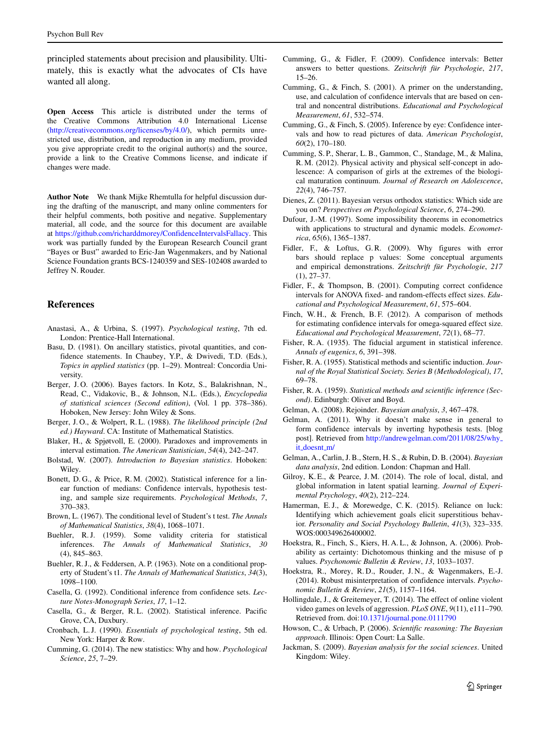principled statements about precision and plausibility. Ultimately, this is exactly what the advocates of CIs have wanted all along.

**Open Access** This article is distributed under the terms of the Creative Commons Attribution 4.0 International License (http://creativecommons.org/licenses/by/4.0/), which permits unrestricted use, distribution, and reproduction in any medium, provided you give appropriate credit to the original author(s) and the source, provide a link to the Creative Commons license, and indicate if changes were made.

**Author Note** We thank Mijke Rhemtulla for helpful discussion during the drafting of the manuscript, and many online commenters for their helpful comments, both positive and negative. Supplementary material, all code, and the source for this document are available at https://github.com/richarddmorey/ConfidenceIntervalsFallacy. This work was partially funded by the European Research Council grant "Bayes or Bust" awarded to Eric-Jan Wagenmakers, and by National Science Foundation grants BCS-1240359 and SES-102408 awarded to Jeffrey N. Rouder.

## References

Anastasi, A., & Urbina, S. (1997). *Psychological testing*, 7th ed. London: Prentice-Hall International.

Basu, D. (1981). On ancillary statistics, pivotal quantities, and confidence statements. In Chaubey, Y.P., & Dwivedi, T.D. (Eds.), *Topics in applied statistics* (pp. 1–29). Montreal: Concordia University.

Berger, J. O. (2006). Bayes factors. In Kotz, S., Balakrishnan, N., Read, C., Vidakovic, B., & Johnson, N.L. (Eds.), *Encyclopedia of statistical sciences (Second edition)*, (Vol. 1 pp. 378–386). Hoboken, New Jersey: John Wiley & Sons.

Berger, J. O., & Wolpert, R. L. (1988). *The likelihood principle (2nd ed.) Hayward*. CA: Institute of Mathematical Statistics.

Blaker, H., & Spjøtvoll, E. (2000). Paradoxes and improvements in interval estimation. *The American Statistician*, *54*(4), 242–247.

Bolstad, W. (2007). *Introduction to Bayesian statistics*. Hoboken: Wiley.

Bonett, D. G., & Price, R. M. (2002). Statistical inference for a linear function of medians: Confidence intervals, hypothesis testing, and sample size requirements. *Psychological Methods*, *7*, 370–383.

Brown, L. (1967). The conditional level of Student's t test. *The Annals of Mathematical Statistics*, *38*(4), 1068–1071.

Buehler, R. J. (1959). Some validity criteria for statistical inferences. *The Annals of Mathematical Statistics*, *30* (4), 845–863.

Buehler, R. J., & Feddersen, A. P. (1963). Note on a conditional property of Student's t1. *The Annals of Mathematical Statistics*, *34*(3), 1098–1100.

Casella, G. (1992). Conditional inference from confidence sets. *Lecture Notes-Monograph Series*, *17*, 1–12.

Casella, G., & Berger, R. L. (2002). Statistical inference. Pacific Grove, CA, Duxbury.

Cronbach, L. J. (1990). *Essentials of psychological testing*, 5th ed. New York: Harper & Row.

Cumming, G. (2014). The new statistics: Why and how. *Psychological Science*, *25*, 7–29.

Cumming, G., & Fidler, F. (2009). Confidence intervals: Better answers to better questions. *Zeitschrift für Psychologie*, *217*, 15–26.

Cumming, G., & Finch, S. (2001). A primer on the understanding, use, and calculation of confidence intervals that are based on central and noncentral distributions. *Educational and Psychological Measurement*, *61*, 532–574.

Cumming, G., & Finch, S. (2005). Inference by eye: Confidence intervals and how to read pictures of data. *American Psychologist*, *60*(2), 170–180.

Cumming, S. P., Sherar, L. B., Gammon, C., Standage, M., & Malina, R. M. (2012). Physical activity and physical self-concept in adolescence: A comparison of girls at the extremes of the biological maturation continuum. *Journal of Research on Adolescence*, *22*(4), 746–757.

Dienes, Z. (2011). Bayesian versus orthodox statistics: Which side are you on? *Perspectives on Psychological Science*, *6*, 274–290.

Dufour, J.-M. (1997). Some impossibility theorems in econometrics with applications to structural and dynamic models. *Econometrica*, *65*(6), 1365–1387.

Fidler, F., & Loftus, G. R. (2009). Why figures with error bars should replace p values: Some conceptual arguments and empirical demonstrations. *Zeitschrift für Psychologie*, *217* (1), 27–37.

Fidler, F., & Thompson, B. (2001). Computing correct confidence intervals for ANOVA fixed- and random-effects effect sizes. *Educational and Psychological Measurement*, *61*, 575–604.

Finch, W. H., & French, B. F. (2012). A comparison of methods for estimating confidence intervals for omega-squared effect size. *Educational and Psychological Measurement*, *72*(1), 68–77.

Fisher, R. A. (1935). The fiducial argument in statistical inference. *Annals of eugenics*, *6*, 391–398.

Fisher, R. A. (1955). Statistical methods and scientific induction. *Journal of the Royal Statistical Society. Series B (Methodological)*, *17*, 69–78.

Fisher, R. A. (1959). *Statistical methods and scientific inference (Second)*. Edinburgh: Oliver and Boyd.

Gelman, A. (2008). Rejoinder. *Bayesian analysis*, *3*, 467–478.

Gelman, A. (2011). Why it doesn't make sense in general to form confidence intervals by inverting hypothesis tests. [blog post]. Retrieved from http://andrewgelman.com/2011/08/25/why_it_doesnt_m/

Gelman, A., Carlin, J. B., Stern, H. S., & Rubin, D. B. (2004). *Bayesian data analysis*, 2nd edition. London: Chapman and Hall.

Gilroy, K. E., & Pearce, J. M. (2014). The role of local, distal, and global information in latent spatial learning. *Journal of Experimental Psychology*, *40*(2), 212–224.

Hamerman, E. J., & Morewedge, C. K. (2015). Reliance on luck: Identifying which achievement goals elicit superstitious behavior. *Personality and Social Psychology Bulletin*, *41*(3), 323–335. WOS:000349626400002.

Hoekstra, R., Finch, S., Kiers, H. A. L., & Johnson, A. (2006). Probability as certainty: Dichotomous thinking and the misuse of p values. *Psychonomic Bulletin & Review*, *13*, 1033–1037.

Hoekstra, R., Morey, R. D., Rouder, J. N., & Wagenmakers, E.-J. (2014). Robust misinterpretation of confidence intervals. *Psychonomic Bulletin & Review*, *21*(5), 1157–1164.

Hollingdale, J., & Greitemeyer, T. (2014). The effect of online violent video games on levels of aggression. *PLoS ONE*, *9*(11), e111–790. Retrieved from. doi:10.1371/journal.pone.0111790

Howson, C., & Urbach, P. (2006). *Scientific reasoning: The Bayesian approach*. Illinois: Open Court: La Salle.

Jackman, S. (2009). *Bayesian analysis for the social sciences*. United Kingdom: Wiley.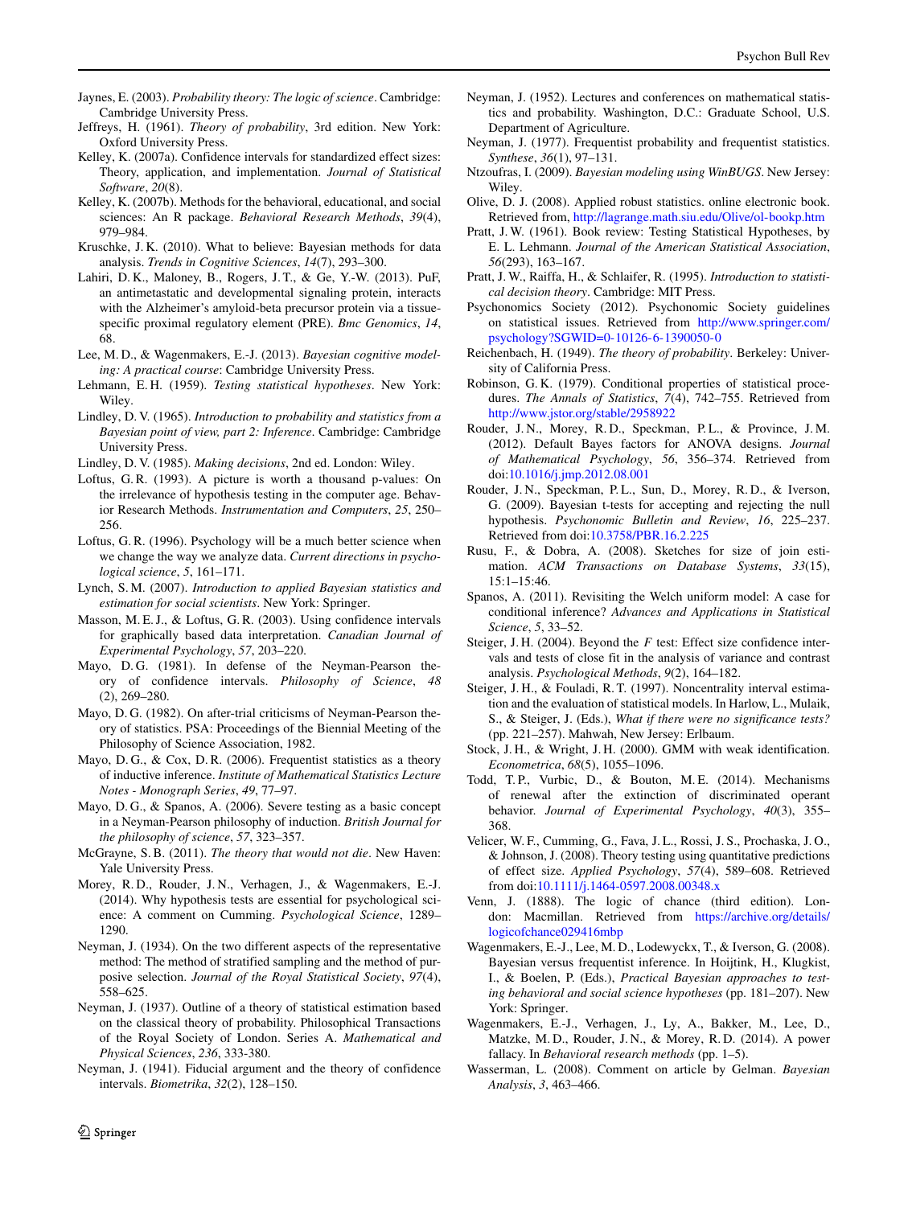Jaynes, E. (2003). *Probability theory: The logic of science*. Cambridge: Cambridge University Press.

Jeffreys, H. (1961). *Theory of probability*, 3rd edition. New York: Oxford University Press.

Kelley, K. (2007a). Confidence intervals for standardized effect sizes: Theory, application, and implementation. *Journal of Statistical Software*, *20*(8).

Kelley, K. (2007b). Methods for the behavioral, educational, and social sciences: An R package. *Behavioral Research Methods*, *39*(4), 979–984.

Kruschke, J. K. (2010). What to believe: Bayesian methods for data analysis. *Trends in Cognitive Sciences*, *14*(7), 293–300.

Lahiri, D. K., Maloney, B., Rogers, J. T., & Ge, Y.-W. (2013). PuF, an antimetastatic and developmental signaling protein, interacts with the Alzheimer's amyloid-beta precursor protein via a tissue-specific proximal regulatory element (PRE). *Bmc Genomics*, *14*, 68.

Lee, M. D., & Wagenmakers, E.-J. (2013). *Bayesian cognitive modeling: A practical course*: Cambridge University Press.

Lehmann, E. H. (1959). *Testing statistical hypotheses*. New York: Wiley.

Lindley, D. V. (1965). *Introduction to probability and statistics from a Bayesian point of view, part 2: Inference*. Cambridge: Cambridge University Press.

Lindley, D. V. (1985). *Making decisions*, 2nd ed. London: Wiley.

Loftus, G. R. (1993). A picture is worth a thousand p-values: On the irrelevance of hypothesis testing in the computer age. Behavior Research Methods. *Instrumentation and Computers*, *25*, 250–256.

Loftus, G. R. (1996). Psychology will be a much better science when we change the way we analyze data. *Current directions in psychological science*, *5*, 161–171.

Lynch, S. M. (2007). *Introduction to applied Bayesian statistics and estimation for social scientists*. New York: Springer.

Masson, M. E. J., & Loftus, G. R. (2003). Using confidence intervals for graphically based data interpretation. *Canadian Journal of Experimental Psychology*, *57*, 203–220.

Mayo, D. G. (1981). In defense of the Neyman-Pearson theory of confidence intervals. *Philosophy of Science*, *48* (2), 269–280.

Mayo, D. G. (1982). On after-trial criticisms of Neyman-Pearson theory of statistics. PSA: Proceedings of the Biennial Meeting of the Philosophy of Science Association, 1982.

Mayo, D. G., & Cox, D. R. (2006). Frequentist statistics as a theory of inductive inference. *Institute of Mathematical Statistics Lecture Notes - Monograph Series*, *49*, 77–97.

Mayo, D. G., & Spanos, A. (2006). Severe testing as a basic concept in a Neyman-Pearson philosophy of induction. *British Journal for the philosophy of science*, *57*, 323–357.

McGrayne, S. B. (2011). *The theory that would not die*. New Haven: Yale University Press.

Morey, R. D., Rouder, J. N., Verhagen, J., & Wagenmakers, E.-J. (2014). Why hypothesis tests are essential for psychological science: A comment on Cumming. *Psychological Science*, 1289–1290.

Neyman, J. (1934). On the two different aspects of the representative method: The method of stratified sampling and the method of purposive selection. *Journal of the Royal Statistical Society*, *97*(4), 558–625.

Neyman, J. (1937). Outline of a theory of statistical estimation based on the classical theory of probability. Philosophical Transactions of the Royal Society of London. Series A. *Mathematical and Physical Sciences*, *236*, 333-380.

Neyman, J. (1941). Fiducial argument and the theory of confidence intervals. *Biometrika*, *32*(2), 128–150.

Neyman, J. (1952). Lectures and conferences on mathematical statistics and probability. Washington, D.C.: Graduate School, U.S. Department of Agriculture.

Neyman, J. (1977). Frequentist probability and frequentist statistics. *Synthese*, *36*(1), 97–131.

Ntzoufras, I. (2009). *Bayesian modeling using WinBUGS*. New Jersey: Wiley.

Olive, D. J. (2008). Applied robust statistics. online electronic book. Retrieved from, http://lagrange.math.siu.edu/Olive/ol-bookp.htm

Pratt, J. W. (1961). Book review: Testing Statistical Hypotheses, by E. L. Lehmann. *Journal of the American Statistical Association*, *56*(293), 163–167.

Pratt, J. W., Raiffa, H., & Schlaifer, R. (1995). *Introduction to statistical decision theory*. Cambridge: MIT Press.

Psychonomics Society (2012). Psychonomic Society guidelines on statistical issues. Retrieved from http://www.springer.com/psychology?SGWID=0-10126-6-1390050-0

Reichenbach, H. (1949). *The theory of probability*. Berkeley: University of California Press.

Robinson, G. K. (1979). Conditional properties of statistical procedures. *The Annals of Statistics*, *7*(4), 742–755. Retrieved from http://www.jstor.org/stable/2958922

Rouder, J. N., Morey, R. D., Speckman, P. L., & Province, J. M. (2012). Default Bayes factors for ANOVA designs. *Journal of Mathematical Psychology*, *56*, 356–374. Retrieved from doi:10.1016/j.jmp.2012.08.001

Rouder, J. N., Speckman, P. L., Sun, D., Morey, R. D., & Iverson, G. (2009). Bayesian t-tests for accepting and rejecting the null hypothesis. *Psychonomic Bulletin and Review*, *16*, 225–237. Retrieved from doi:10.3758/PBR.16.2.225

Rusu, F., & Dobra, A. (2008). Sketches for size of join estimation. *ACM Transactions on Database Systems*, *33*(15), 15:1–15:46.

Spanos, A. (2011). Revisiting the Welch uniform model: A case for conditional inference? *Advances and Applications in Statistical Science*, *5*, 33–52.

Steiger, J. H. (2004). Beyond the *F* test: Effect size confidence intervals and tests of close fit in the analysis of variance and contrast analysis. *Psychological Methods*, *9*(2), 164–182.

Steiger, J. H., & Fouladi, R. T. (1997). Noncentrality interval estimation and the evaluation of statistical models. In Harlow, L., Mulaik, S., & Steiger, J. (Eds.), *What if there were no significance tests?* (pp. 221–257). Mahwah, New Jersey: Erlbaum.

Stock, J. H., & Wright, J. H. (2000). GMM with weak identification. *Econometrica*, *68*(5), 1055–1096.

Todd, T. P., Vurbic, D., & Bouton, M. E. (2014). Mechanisms of renewal after the extinction of discriminated operant behavior. *Journal of Experimental Psychology*, *40*(3), 355–368.

Velicer, W. F., Cumming, G., Fava, J. L., Rossi, J. S., Prochaska, J. O., & Johnson, J. (2008). Theory testing using quantitative predictions of effect size. *Applied Psychology*, *57*(4), 589–608. Retrieved from doi:10.1111/j.1464-0597.2008.00348.x

Venn, J. (1888). The logic of chance (third edition). London: Macmillan. Retrieved from https://archive.org/details/logicofchance029416mbp

Wagenmakers, E.-J., Lee, M. D., Lodewyckx, T., & Iverson, G. (2008). Bayesian versus frequentist inference. In Hoijtink, H., Klugkist, I., & Boelen, P. (Eds.), *Practical Bayesian approaches to testing behavioral and social science hypotheses* (pp. 181–207). New York: Springer.

Wagenmakers, E.-J., Verhagen, J., Ly, A., Bakker, M., Lee, D., Matzke, M. D., Rouder, J. N., & Morey, R. D. (2014). A power fallacy. In *Behavioral research methods* (pp. 1–5).

Wasserman, L. (2008). Comment on article by Gelman. *Bayesian Analysis*, *3*, 463–466.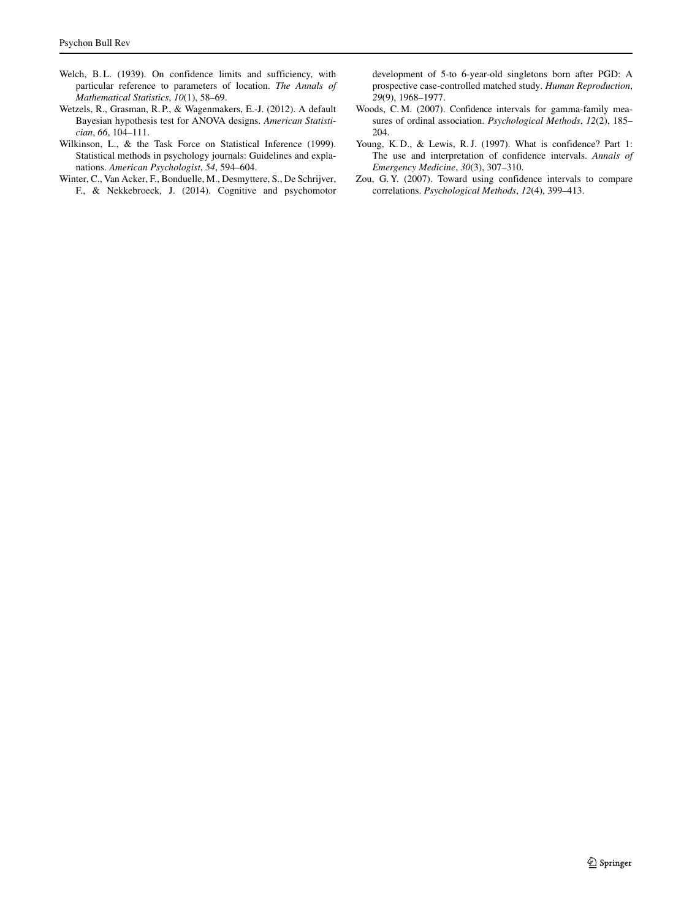Welch, B. L. (1939). On confidence limits and sufficiency, with particular reference to parameters of location. *The Annals of Mathematical Statistics*, *10*(1), 58–69.

Wetzels, R., Grasman, R. P., & Wagenmakers, E.-J. (2012). A default Bayesian hypothesis test for ANOVA designs. *American Statistician*, *66*, 104–111.

Wilkinson, L., & the Task Force on Statistical Inference (1999). Statistical methods in psychology journals: Guidelines and explanations. *American Psychologist*, *54*, 594–604.

Winter, C., Van Acker, F., Bonduelle, M., Desmyttere, S., De Schrijver, F., & Nekkebroeck, J. (2014). Cognitive and psychomotor development of 5-to 6-year-old singletons born after PGD: A prospective case-controlled matched study. *Human Reproduction*, *29*(9), 1968–1977.

Woods, C. M. (2007). Confidence intervals for gamma-family measures of ordinal association. *Psychological Methods*, *12*(2), 185–204.

Young, K. D., & Lewis, R. J. (1997). What is confidence? Part 1: The use and interpretation of confidence intervals. *Annals of Emergency Medicine*, *30*(3), 307–310.

Zou, G. Y. (2007). Toward using confidence intervals to compare correlations. *Psychological Methods*, *12*(4), 399–413.